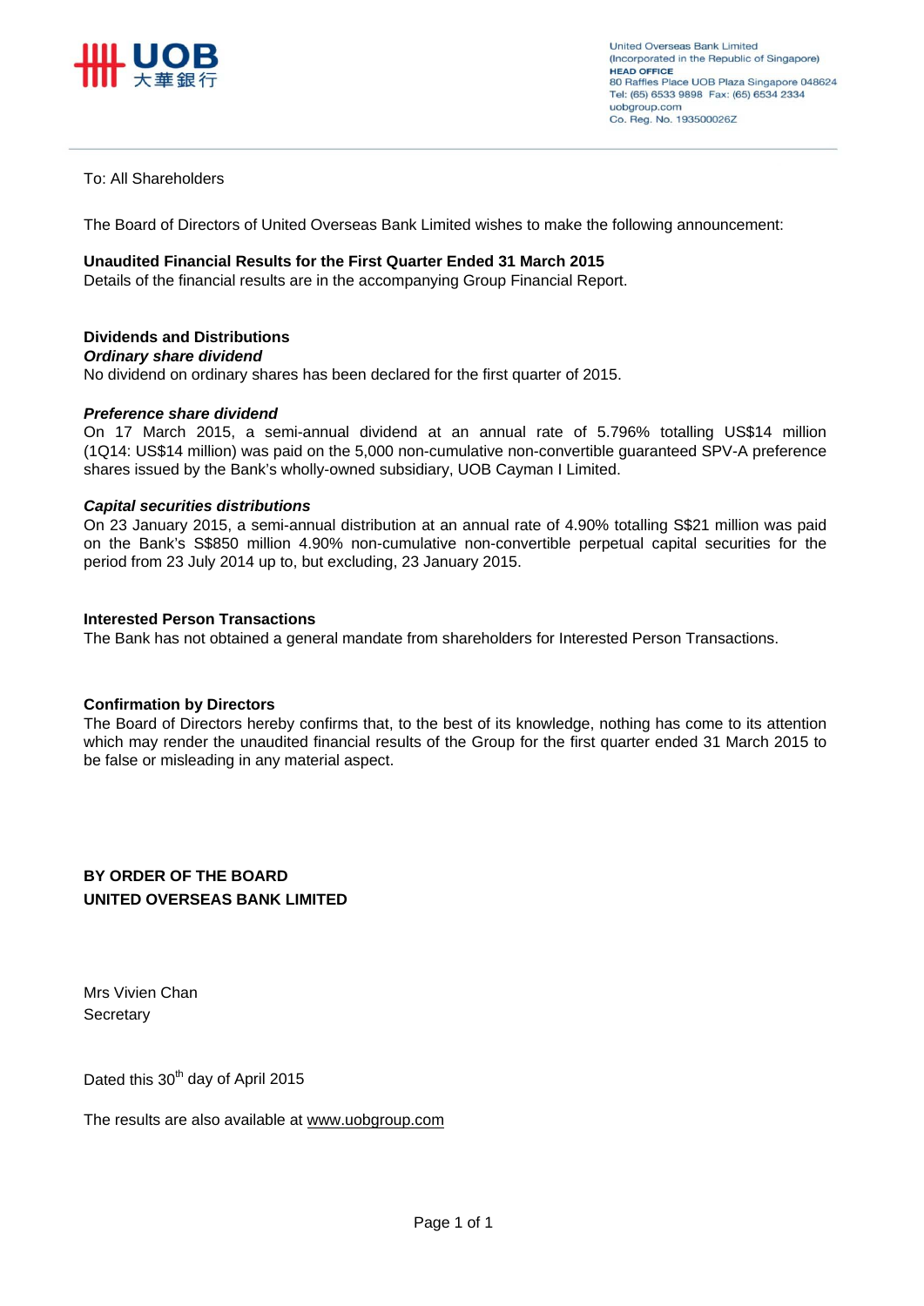United Overseas Bank Limited
(Incorporated in the Republic of Singapore)
**HEAD OFFICE**
80 Raffles Place UOB Plaza Singapore 048624
Tel: (65) 6533 9898 Fax: (65) 6534 2334
uobgroup.com
Co. Reg. No. 193500026Z

To: All Shareholders

The Board of Directors of United Overseas Bank Limited wishes to make the following announcement:

**Unaudited Financial Results for the First Quarter Ended 31 March 2015**
Details of the financial results are in the accompanying Group Financial Report.

**Dividends and Distributions**
***Ordinary share dividend***
No dividend on ordinary shares has been declared for the first quarter of 2015.

***Preference share dividend***
On 17 March 2015, a semi-annual dividend at an annual rate of 5.796% totalling US$14 million (1Q14: US$14 million) was paid on the 5,000 non-cumulative non-convertible guaranteed SPV-A preference shares issued by the Bank's wholly-owned subsidiary, UOB Cayman I Limited.

***Capital securities distributions***
On 23 January 2015, a semi-annual distribution at an annual rate of 4.90% totalling S$21 million was paid on the Bank's S$850 million 4.90% non-cumulative non-convertible perpetual capital securities for the period from 23 July 2014 up to, but excluding, 23 January 2015.

**Interested Person Transactions**
The Bank has not obtained a general mandate from shareholders for Interested Person Transactions.

**Confirmation by Directors**
The Board of Directors hereby confirms that, to the best of its knowledge, nothing has come to its attention which may render the unaudited financial results of the Group for the first quarter ended 31 March 2015 to be false or misleading in any material aspect.

**BY ORDER OF THE BOARD**
**UNITED OVERSEAS BANK LIMITED**

Mrs Vivien Chan
Secretary

Dated this 30th day of April 2015

The results are also available at www.uobgroup.com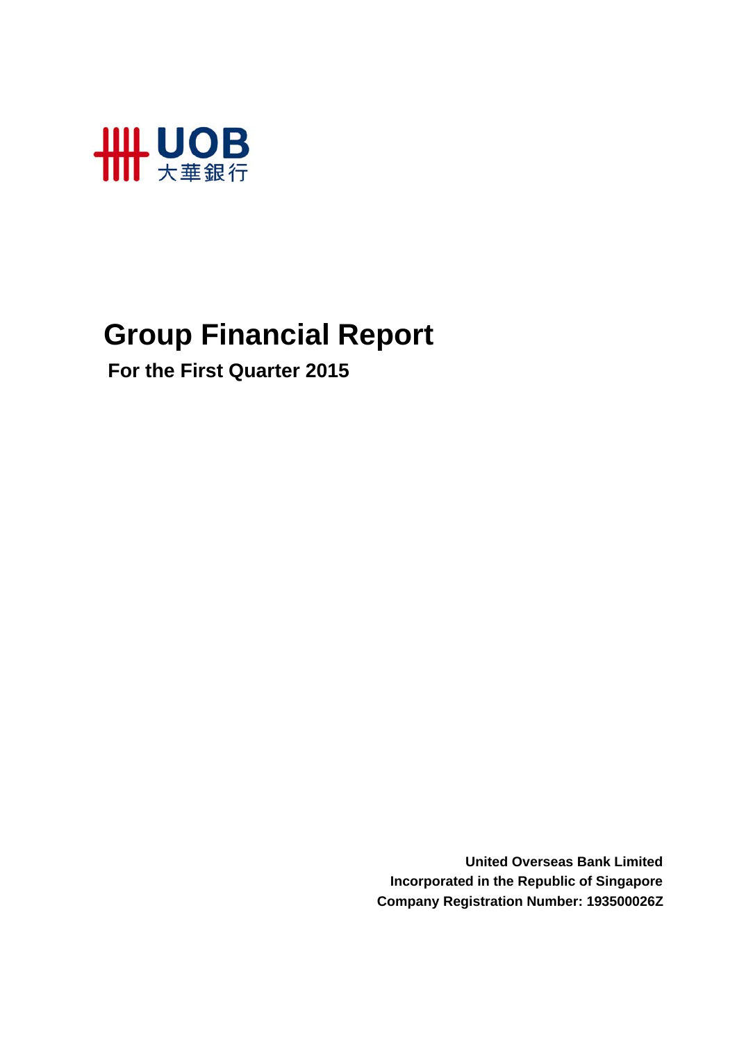UOB 大華銀行

# Group Financial Report

## For the First Quarter 2015

**United Overseas Bank Limited**
**Incorporated in the Republic of Singapore**
**Company Registration Number: 193500026Z**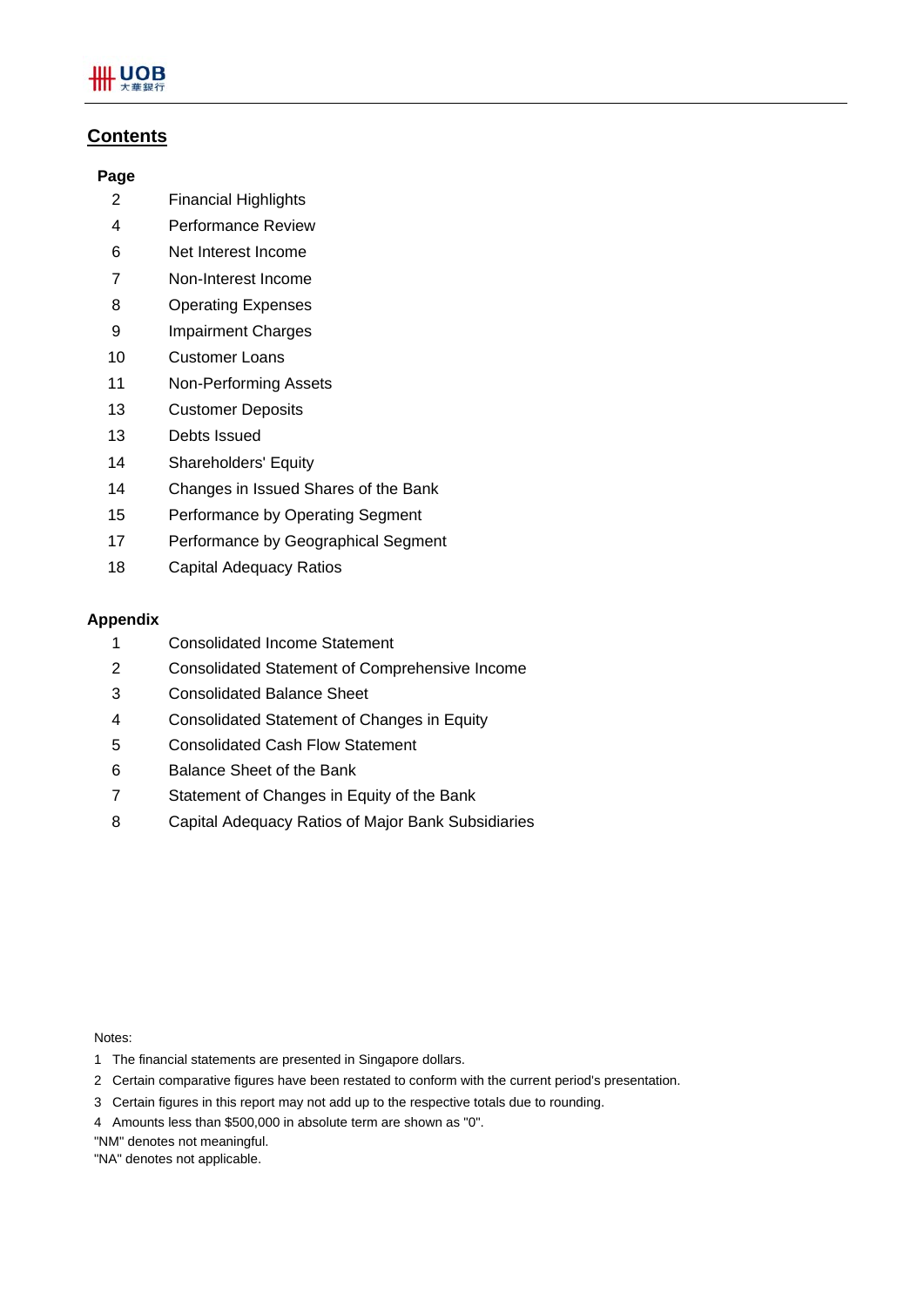## Contents

| Page | |
|---|---|
| 2 | Financial Highlights |
| 4 | Performance Review |
| 6 | Net Interest Income |
| 7 | Non-Interest Income |
| 8 | Operating Expenses |
| 9 | Impairment Charges |
| 10 | Customer Loans |
| 11 | Non-Performing Assets |
| 13 | Customer Deposits |
| 13 | Debts Issued |
| 14 | Shareholders' Equity |
| 14 | Changes in Issued Shares of the Bank |
| 15 | Performance by Operating Segment |
| 17 | Performance by Geographical Segment |
| 18 | Capital Adequacy Ratios |

**Appendix**

| | |
|---|---|
| 1 | Consolidated Income Statement |
| 2 | Consolidated Statement of Comprehensive Income |
| 3 | Consolidated Balance Sheet |
| 4 | Consolidated Statement of Changes in Equity |
| 5 | Consolidated Cash Flow Statement |
| 6 | Balance Sheet of the Bank |
| 7 | Statement of Changes in Equity of the Bank |
| 8 | Capital Adequacy Ratios of Major Bank Subsidiaries |

Notes:

1 The financial statements are presented in Singapore dollars.

2 Certain comparative figures have been restated to conform with the current period's presentation.

3 Certain figures in this report may not add up to the respective totals due to rounding.

4 Amounts less than $500,000 in absolute term are shown as "0".

"NM" denotes not meaningful.

"NA" denotes not applicable.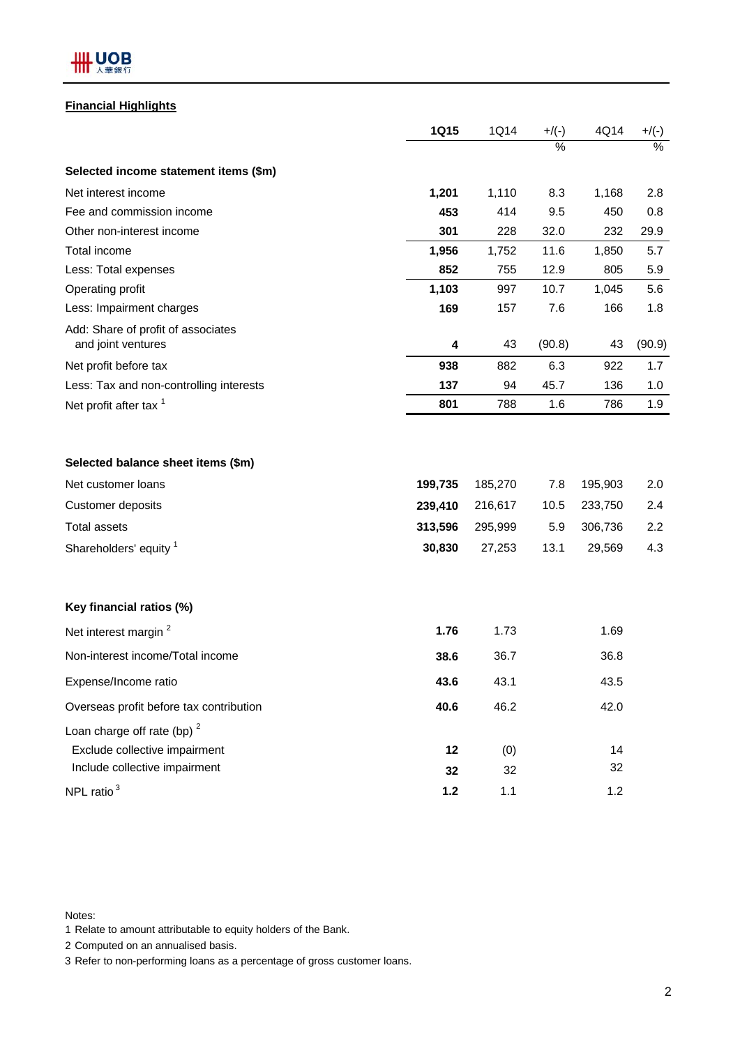## Financial Highlights

| | 1Q15 | 1Q14 | +/(-) | 4Q14 | +/(-) |
|---|---|---|---|---|---|
| | | | % | | % |
| **Selected income statement items ($m)** | | | | | |
| Net interest income | **1,201** | 1,110 | 8.3 | 1,168 | 2.8 |
| Fee and commission income | **453** | 414 | 9.5 | 450 | 0.8 |
| Other non-interest income | **301** | 228 | 32.0 | 232 | 29.9 |
| Total income | **1,956** | 1,752 | 11.6 | 1,850 | 5.7 |
| Less: Total expenses | **852** | 755 | 12.9 | 805 | 5.9 |
| Operating profit | **1,103** | 997 | 10.7 | 1,045 | 5.6 |
| Less: Impairment charges | **169** | 157 | 7.6 | 166 | 1.8 |
| Add: Share of profit of associates and joint ventures | **4** | 43 | (90.8) | 43 | (90.9) |
| Net profit before tax | **938** | 882 | 6.3 | 922 | 1.7 |
| Less: Tax and non-controlling interests | **137** | 94 | 45.7 | 136 | 1.0 |
| Net profit after tax [1] | **801** | 788 | 1.6 | 786 | 1.9 |
| | | | | | |
| **Selected balance sheet items ($m)** | | | | | |
| Net customer loans | **199,735** | 185,270 | 7.8 | 195,903 | 2.0 |
| Customer deposits | **239,410** | 216,617 | 10.5 | 233,750 | 2.4 |
| Total assets | **313,596** | 295,999 | 5.9 | 306,736 | 2.2 |
| Shareholders' equity [1] | **30,830** | 27,253 | 13.1 | 29,569 | 4.3 |
| | | | | | |
| **Key financial ratios (%)** | | | | | |
| Net interest margin [2] | **1.76** | 1.73 | | 1.69 | |
| Non-interest income/Total income | **38.6** | 36.7 | | 36.8 | |
| Expense/Income ratio | **43.6** | 43.1 | | 43.5 | |
| Overseas profit before tax contribution | **40.6** | 46.2 | | 42.0 | |
| Loan charge off rate (bp) [2] | | | | | |
| Exclude collective impairment | **12** | (0) | | 14 | |
| Include collective impairment | **32** | 32 | | 32 | |
| NPL ratio [3] | **1.2** | 1.1 | | 1.2 | |

Notes:

1 Relate to amount attributable to equity holders of the Bank.

2 Computed on an annualised basis.

3 Refer to non-performing loans as a percentage of gross customer loans.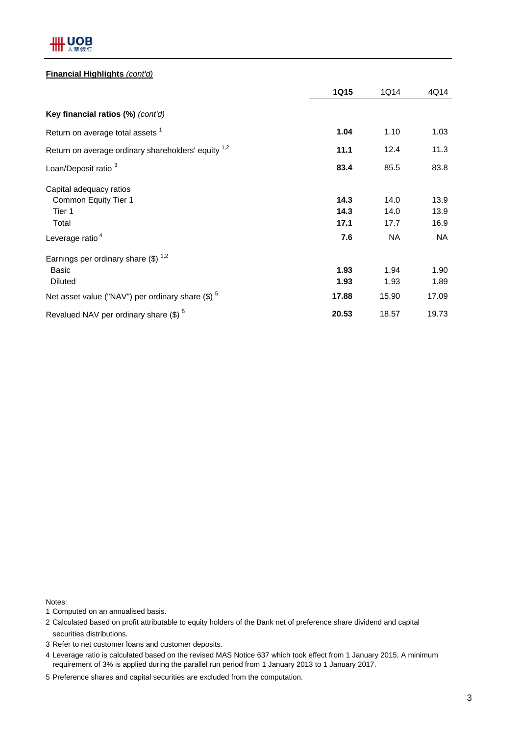**Financial Highlights** *(cont'd)*

| | **1Q15** | 1Q14 | 4Q14 |
|---|---|---|---|
| **Key financial ratios (%)** *(cont'd)* | | | |
| Return on average total assets [1] | **1.04** | 1.10 | 1.03 |
| Return on average ordinary shareholders' equity [1,2] | **11.1** | 12.4 | 11.3 |
| Loan/Deposit ratio [3] | **83.4** | 85.5 | 83.8 |
| Capital adequacy ratios | | | |
| Common Equity Tier 1 | **14.3** | 14.0 | 13.9 |
| Tier 1 | **14.3** | 14.0 | 13.9 |
| Total | **17.1** | 17.7 | 16.9 |
| Leverage ratio [4] | **7.6** | NA | NA |
| Earnings per ordinary share ($) [1,2] | | | |
| Basic | **1.93** | 1.94 | 1.90 |
| Diluted | **1.93** | 1.93 | 1.89 |
| Net asset value ("NAV") per ordinary share ($) [5] | **17.88** | 15.90 | 17.09 |
| Revalued NAV per ordinary share ($) [5] | **20.53** | 18.57 | 19.73 |

Notes:

1 Computed on an annualised basis.

2 Calculated based on profit attributable to equity holders of the Bank net of preference share dividend and capital securities distributions.

3 Refer to net customer loans and customer deposits.

4 Leverage ratio is calculated based on the revised MAS Notice 637 which took effect from 1 January 2015. A minimum requirement of 3% is applied during the parallel run period from 1 January 2013 to 1 January 2017.

5 Preference shares and capital securities are excluded from the computation.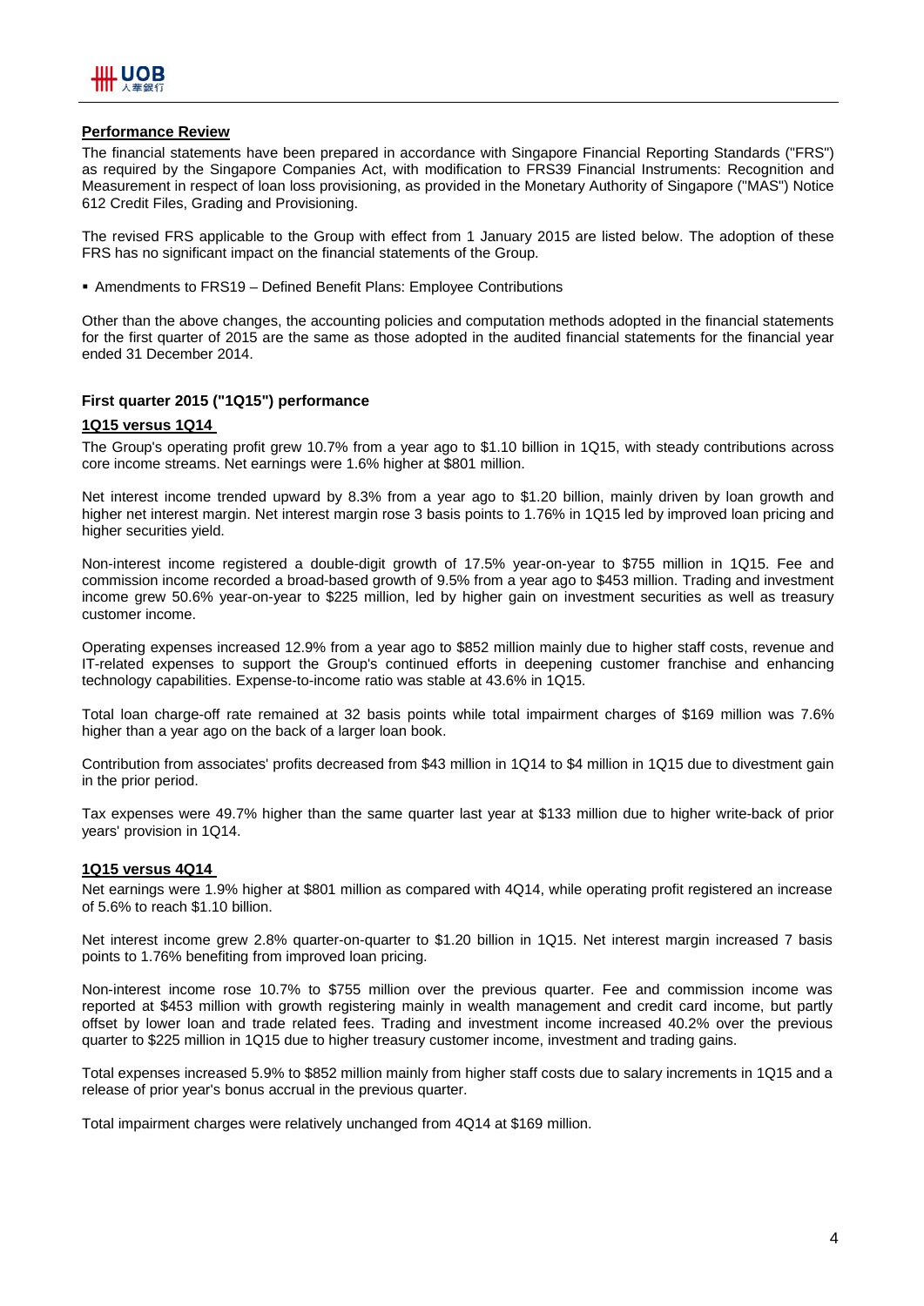## Performance Review

The financial statements have been prepared in accordance with Singapore Financial Reporting Standards ("FRS") as required by the Singapore Companies Act, with modification to FRS39 Financial Instruments: Recognition and Measurement in respect of loan loss provisioning, as provided in the Monetary Authority of Singapore ("MAS") Notice 612 Credit Files, Grading and Provisioning.

The revised FRS applicable to the Group with effect from 1 January 2015 are listed below. The adoption of these FRS has no significant impact on the financial statements of the Group.

- Amendments to FRS19 – Defined Benefit Plans: Employee Contributions

Other than the above changes, the accounting policies and computation methods adopted in the financial statements for the first quarter of 2015 are the same as those adopted in the audited financial statements for the financial year ended 31 December 2014.

### First quarter 2015 ("1Q15") performance

#### 1Q15 versus 1Q14

The Group's operating profit grew 10.7% from a year ago to $1.10 billion in 1Q15, with steady contributions across core income streams. Net earnings were 1.6% higher at $801 million.

Net interest income trended upward by 8.3% from a year ago to $1.20 billion, mainly driven by loan growth and higher net interest margin. Net interest margin rose 3 basis points to 1.76% in 1Q15 led by improved loan pricing and higher securities yield.

Non-interest income registered a double-digit growth of 17.5% year-on-year to $755 million in 1Q15. Fee and commission income recorded a broad-based growth of 9.5% from a year ago to $453 million. Trading and investment income grew 50.6% year-on-year to $225 million, led by higher gain on investment securities as well as treasury customer income.

Operating expenses increased 12.9% from a year ago to $852 million mainly due to higher staff costs, revenue and IT-related expenses to support the Group's continued efforts in deepening customer franchise and enhancing technology capabilities. Expense-to-income ratio was stable at 43.6% in 1Q15.

Total loan charge-off rate remained at 32 basis points while total impairment charges of $169 million was 7.6% higher than a year ago on the back of a larger loan book.

Contribution from associates' profits decreased from $43 million in 1Q14 to $4 million in 1Q15 due to divestment gain in the prior period.

Tax expenses were 49.7% higher than the same quarter last year at $133 million due to higher write-back of prior years' provision in 1Q14.

#### 1Q15 versus 4Q14

Net earnings were 1.9% higher at $801 million as compared with 4Q14, while operating profit registered an increase of 5.6% to reach $1.10 billion.

Net interest income grew 2.8% quarter-on-quarter to $1.20 billion in 1Q15. Net interest margin increased 7 basis points to 1.76% benefiting from improved loan pricing.

Non-interest income rose 10.7% to $755 million over the previous quarter. Fee and commission income was reported at $453 million with growth registering mainly in wealth management and credit card income, but partly offset by lower loan and trade related fees. Trading and investment income increased 40.2% over the previous quarter to $225 million in 1Q15 due to higher treasury customer income, investment and trading gains.

Total expenses increased 5.9% to $852 million mainly from higher staff costs due to salary increments in 1Q15 and a release of prior year's bonus accrual in the previous quarter.

Total impairment charges were relatively unchanged from 4Q14 at $169 million.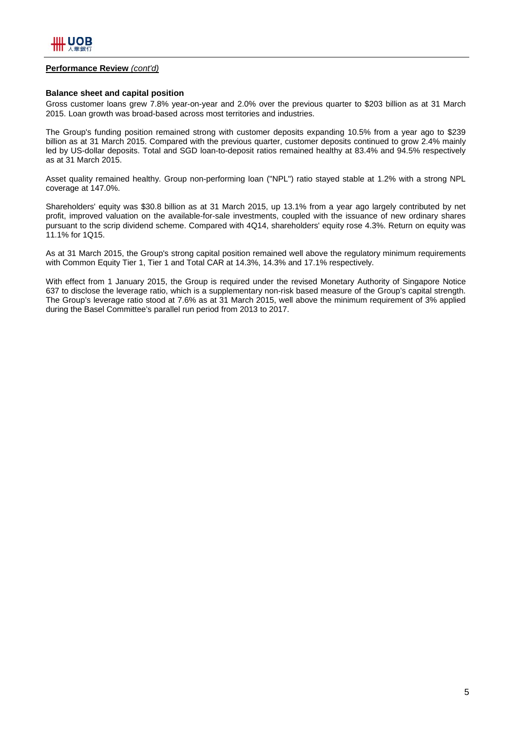**Performance Review** *(cont'd)*

**Balance sheet and capital position**

Gross customer loans grew 7.8% year-on-year and 2.0% over the previous quarter to $203 billion as at 31 March 2015. Loan growth was broad-based across most territories and industries.

The Group's funding position remained strong with customer deposits expanding 10.5% from a year ago to $239 billion as at 31 March 2015. Compared with the previous quarter, customer deposits continued to grow 2.4% mainly led by US-dollar deposits. Total and SGD loan-to-deposit ratios remained healthy at 83.4% and 94.5% respectively as at 31 March 2015.

Asset quality remained healthy. Group non-performing loan ("NPL") ratio stayed stable at 1.2% with a strong NPL coverage at 147.0%.

Shareholders' equity was $30.8 billion as at 31 March 2015, up 13.1% from a year ago largely contributed by net profit, improved valuation on the available-for-sale investments, coupled with the issuance of new ordinary shares pursuant to the scrip dividend scheme. Compared with 4Q14, shareholders' equity rose 4.3%. Return on equity was 11.1% for 1Q15.

As at 31 March 2015, the Group's strong capital position remained well above the regulatory minimum requirements with Common Equity Tier 1, Tier 1 and Total CAR at 14.3%, 14.3% and 17.1% respectively.

With effect from 1 January 2015, the Group is required under the revised Monetary Authority of Singapore Notice 637 to disclose the leverage ratio, which is a supplementary non-risk based measure of the Group's capital strength. The Group's leverage ratio stood at 7.6% as at 31 March 2015, well above the minimum requirement of 3% applied during the Basel Committee's parallel run period from 2013 to 2017.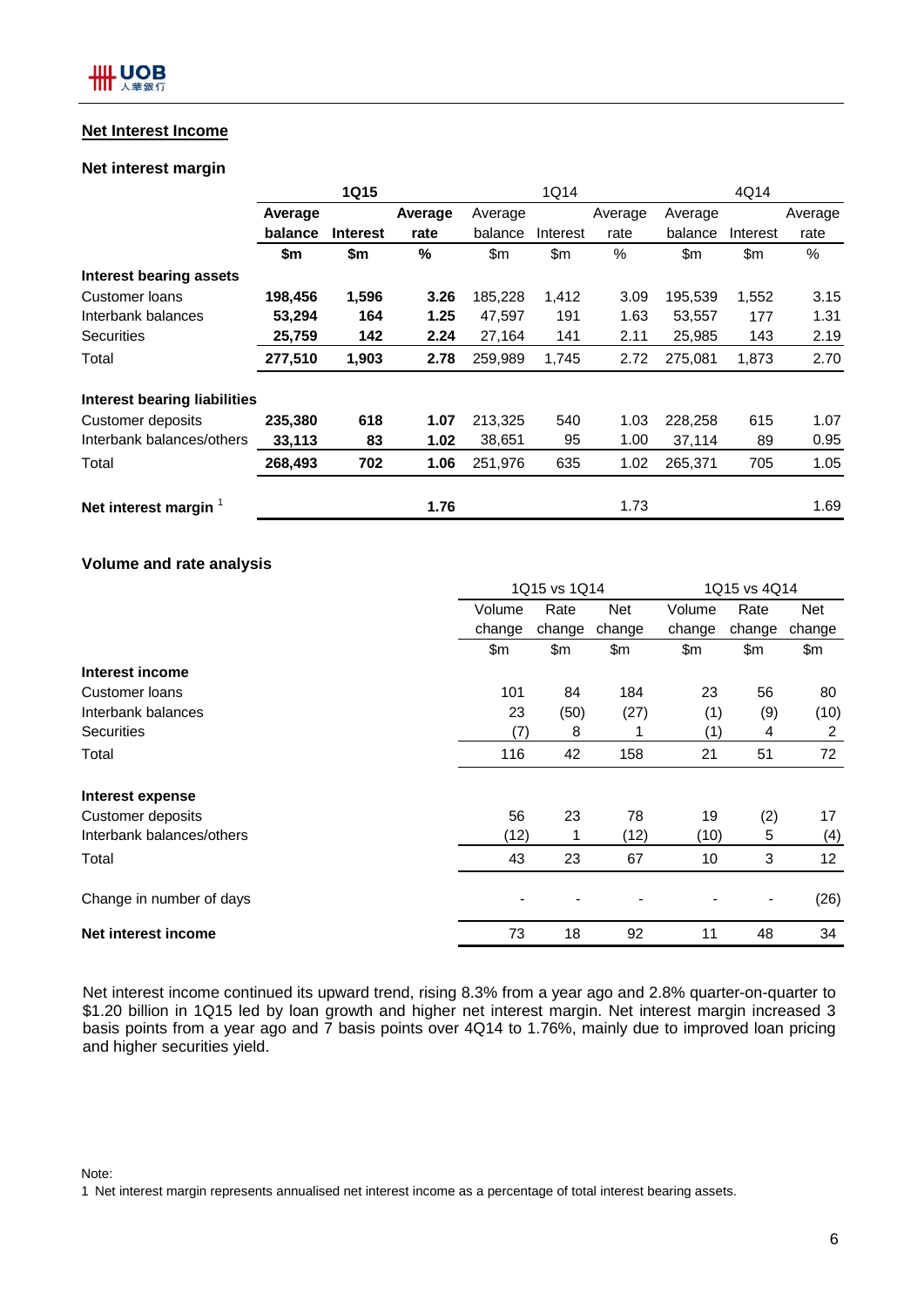## Net Interest Income

### Net interest margin

| | 1Q15 | | | 1Q14 | | | 4Q14 | | |
|---|---|---|---|---|---|---|---|---|---|
| | **Average balance** | **Interest** | **Average rate** | Average balance | Interest | Average rate | Average balance | Interest | Average rate |
| | **$m** | **$m** | **%** | $m | $m | % | $m | $m | % |
| **Interest bearing assets** | | | | | | | | | |
| Customer loans | **198,456** | **1,596** | **3.26** | 185,228 | 1,412 | 3.09 | 195,539 | 1,552 | 3.15 |
| Interbank balances | **53,294** | **164** | **1.25** | 47,597 | 191 | 1.63 | 53,557 | 177 | 1.31 |
| Securities | **25,759** | **142** | **2.24** | 27,164 | 141 | 2.11 | 25,985 | 143 | 2.19 |
| Total | **277,510** | **1,903** | **2.78** | 259,989 | 1,745 | 2.72 | 275,081 | 1,873 | 2.70 |
| | | | | | | | | | |
| **Interest bearing liabilities** | | | | | | | | | |
| Customer deposits | **235,380** | **618** | **1.07** | 213,325 | 540 | 1.03 | 228,258 | 615 | 1.07 |
| Interbank balances/others | **33,113** | **83** | **1.02** | 38,651 | 95 | 1.00 | 37,114 | 89 | 0.95 |
| Total | **268,493** | **702** | **1.06** | 251,976 | 635 | 1.02 | 265,371 | 705 | 1.05 |
| | | | | | | | | | |
| **Net interest margin** [1] | | | **1.76** | | | 1.73 | | | 1.69 |

### Volume and rate analysis

| | 1Q15 vs 1Q14 | | | 1Q15 vs 4Q14 | | |
|---|---|---|---|---|---|---|
| | Volume change | Rate change | Net change | Volume change | Rate change | Net change |
| | $m | $m | $m | $m | $m | $m |
| **Interest income** | | | | | | |
| Customer loans | 101 | 84 | 184 | 23 | 56 | 80 |
| Interbank balances | 23 | (50) | (27) | (1) | (9) | (10) |
| Securities | (7) | 8 | 1 | (1) | 4 | 2 |
| Total | 116 | 42 | 158 | 21 | 51 | 72 |
| | | | | | | |
| **Interest expense** | | | | | | |
| Customer deposits | 56 | 23 | 78 | 19 | (2) | 17 |
| Interbank balances/others | (12) | 1 | (12) | (10) | 5 | (4) |
| Total | 43 | 23 | 67 | 10 | 3 | 12 |
| | | | | | | |
| Change in number of days | - | - | - | - | - | (26) |
| | | | | | | |
| **Net interest income** | 73 | 18 | 92 | 11 | 48 | 34 |

Net interest income continued its upward trend, rising 8.3% from a year ago and 2.8% quarter-on-quarter to $1.20 billion in 1Q15 led by loan growth and higher net interest margin. Net interest margin increased 3 basis points from a year ago and 7 basis points over 4Q14 to 1.76%, mainly due to improved loan pricing and higher securities yield.

Note:

1 Net interest margin represents annualised net interest income as a percentage of total interest bearing assets.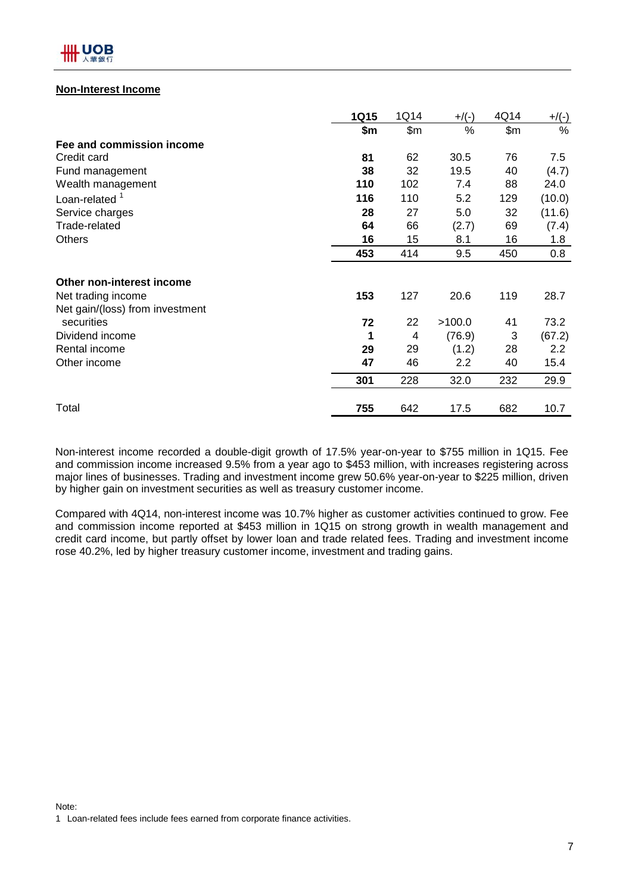## Non-Interest Income

| | 1Q15 | 1Q14 | +/(-) | 4Q14 | +/(-) |
|---|---|---|---|---|---|
| | **$m** | $m | % | $m | % |
| **Fee and commission income** | | | | | |
| Credit card | **81** | 62 | 30.5 | 76 | 7.5 |
| Fund management | **38** | 32 | 19.5 | 40 | (4.7) |
| Wealth management | **110** | 102 | 7.4 | 88 | 24.0 |
| Loan-related [1] | **116** | 110 | 5.2 | 129 | (10.0) |
| Service charges | **28** | 27 | 5.0 | 32 | (11.6) |
| Trade-related | **64** | 66 | (2.7) | 69 | (7.4) |
| Others | **16** | 15 | 8.1 | 16 | 1.8 |
| | **453** | 414 | 9.5 | 450 | 0.8 |
| **Other non-interest income** | | | | | |
| Net trading income | **153** | 127 | 20.6 | 119 | 28.7 |
| Net gain/(loss) from investment securities | **72** | 22 | >100.0 | 41 | 73.2 |
| Dividend income | **1** | 4 | (76.9) | 3 | (67.2) |
| Rental income | **29** | 29 | (1.2) | 28 | 2.2 |
| Other income | **47** | 46 | 2.2 | 40 | 15.4 |
| | **301** | 228 | 32.0 | 232 | 29.9 |
| Total | **755** | 642 | 17.5 | 682 | 10.7 |

Non-interest income recorded a double-digit growth of 17.5% year-on-year to $755 million in 1Q15. Fee and commission income increased 9.5% from a year ago to $453 million, with increases registering across major lines of businesses. Trading and investment income grew 50.6% year-on-year to $225 million, driven by higher gain on investment securities as well as treasury customer income.

Compared with 4Q14, non-interest income was 10.7% higher as customer activities continued to grow. Fee and commission income reported at $453 million in 1Q15 on strong growth in wealth management and credit card income, but partly offset by lower loan and trade related fees. Trading and investment income rose 40.2%, led by higher treasury customer income, investment and trading gains.

Note:

1 Loan-related fees include fees earned from corporate finance activities.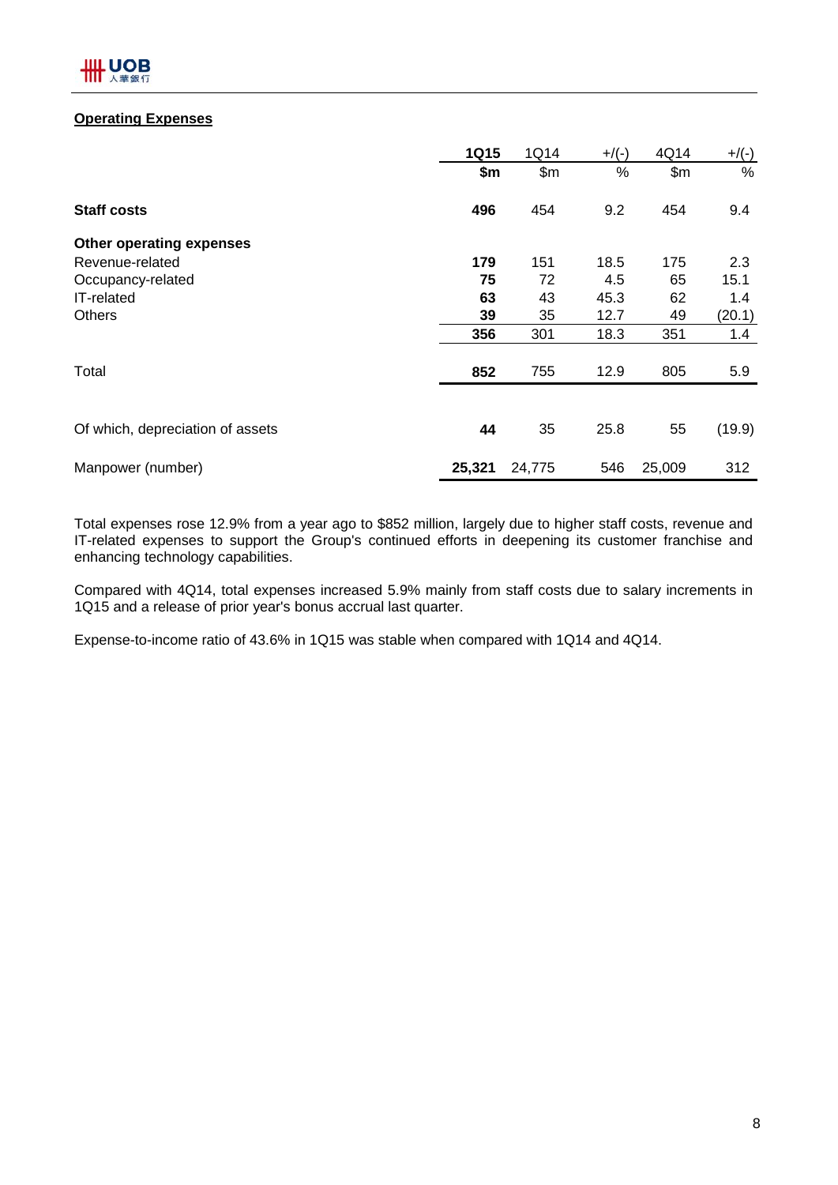**Operating Expenses**

| | 1Q15 | 1Q14 | +/(-) | 4Q14 | +/(-) |
|---|---|---|---|---|---|
| | **$m** | $m | % | $m | % |
| **Staff costs** | **496** | 454 | 9.2 | 454 | 9.4 |
| **Other operating expenses** | | | | | |
| Revenue-related | **179** | 151 | 18.5 | 175 | 2.3 |
| Occupancy-related | **75** | 72 | 4.5 | 65 | 15.1 |
| IT-related | **63** | 43 | 45.3 | 62 | 1.4 |
| Others | **39** | 35 | 12.7 | 49 | (20.1) |
| | **356** | 301 | 18.3 | 351 | 1.4 |
| Total | **852** | 755 | 12.9 | 805 | 5.9 |
| Of which, depreciation of assets | **44** | 35 | 25.8 | 55 | (19.9) |
| Manpower (number) | **25,321** | 24,775 | 546 | 25,009 | 312 |

Total expenses rose 12.9% from a year ago to $852 million, largely due to higher staff costs, revenue and IT-related expenses to support the Group's continued efforts in deepening its customer franchise and enhancing technology capabilities.

Compared with 4Q14, total expenses increased 5.9% mainly from staff costs due to salary increments in 1Q15 and a release of prior year's bonus accrual last quarter.

Expense-to-income ratio of 43.6% in 1Q15 was stable when compared with 1Q14 and 4Q14.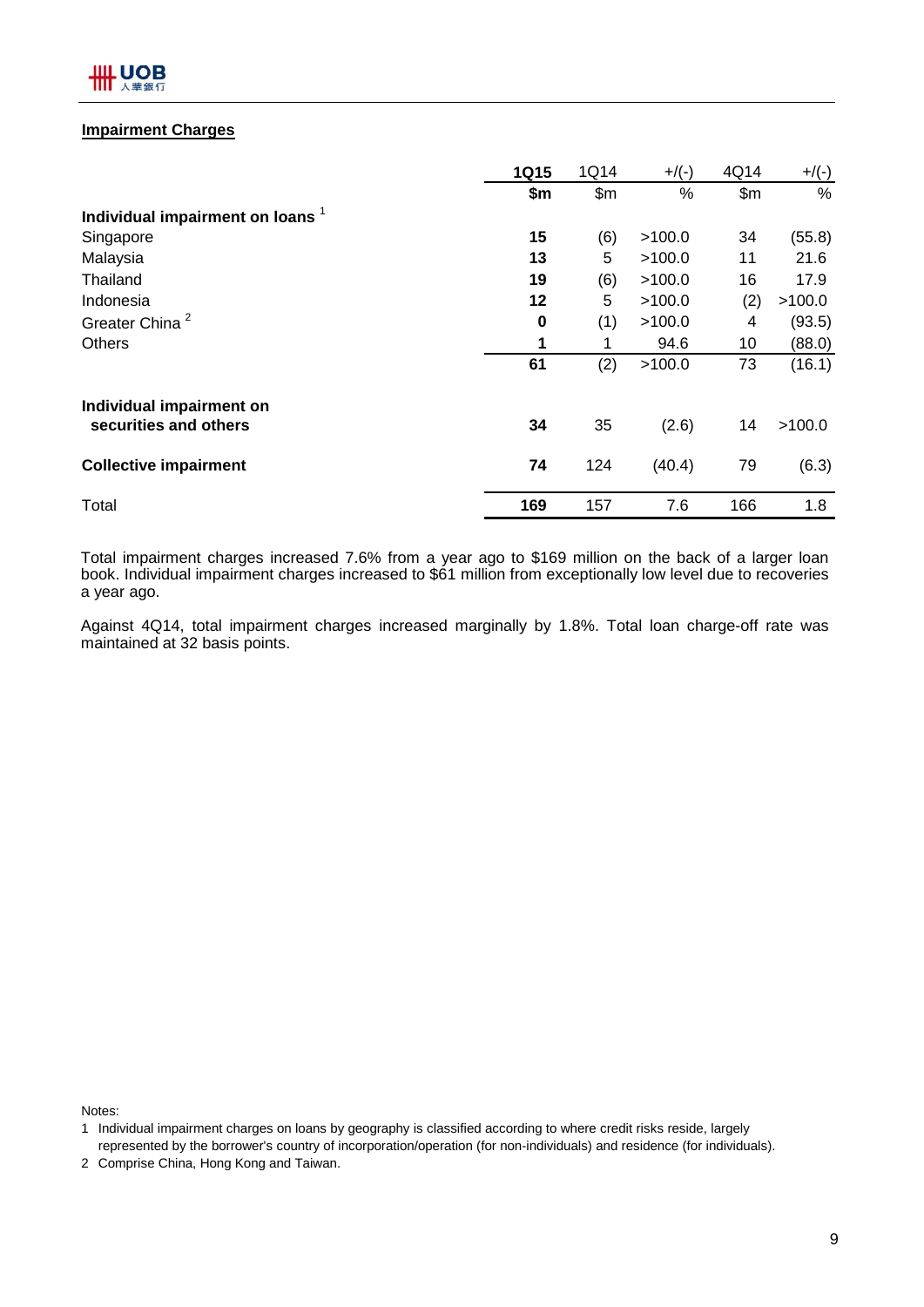## Impairment Charges

| | 1Q15 | 1Q14 | +/(-) | 4Q14 | +/(-) |
|---|---|---|---|---|---|
| | $m | $m | % | $m | % |
| **Individual impairment on loans** [1] | | | | | |
| Singapore | **15** | (6) | >100.0 | 34 | (55.8) |
| Malaysia | **13** | 5 | >100.0 | 11 | 21.6 |
| Thailand | **19** | (6) | >100.0 | 16 | 17.9 |
| Indonesia | **12** | 5 | >100.0 | (2) | >100.0 |
| Greater China [2] | **0** | (1) | >100.0 | 4 | (93.5) |
| Others | **1** | 1 | 94.6 | 10 | (88.0) |
| | **61** | (2) | >100.0 | 73 | (16.1) |
| **Individual impairment on securities and others** | **34** | 35 | (2.6) | 14 | >100.0 |
| **Collective impairment** | **74** | 124 | (40.4) | 79 | (6.3) |
| Total | **169** | 157 | 7.6 | 166 | 1.8 |

Total impairment charges increased 7.6% from a year ago to $169 million on the back of a larger loan book. Individual impairment charges increased to $61 million from exceptionally low level due to recoveries a year ago.

Against 4Q14, total impairment charges increased marginally by 1.8%. Total loan charge-off rate was maintained at 32 basis points.

Notes:

1. Individual impairment charges on loans by geography is classified according to where credit risks reside, largely represented by the borrower's country of incorporation/operation (for non-individuals) and residence (for individuals).
2. Comprise China, Hong Kong and Taiwan.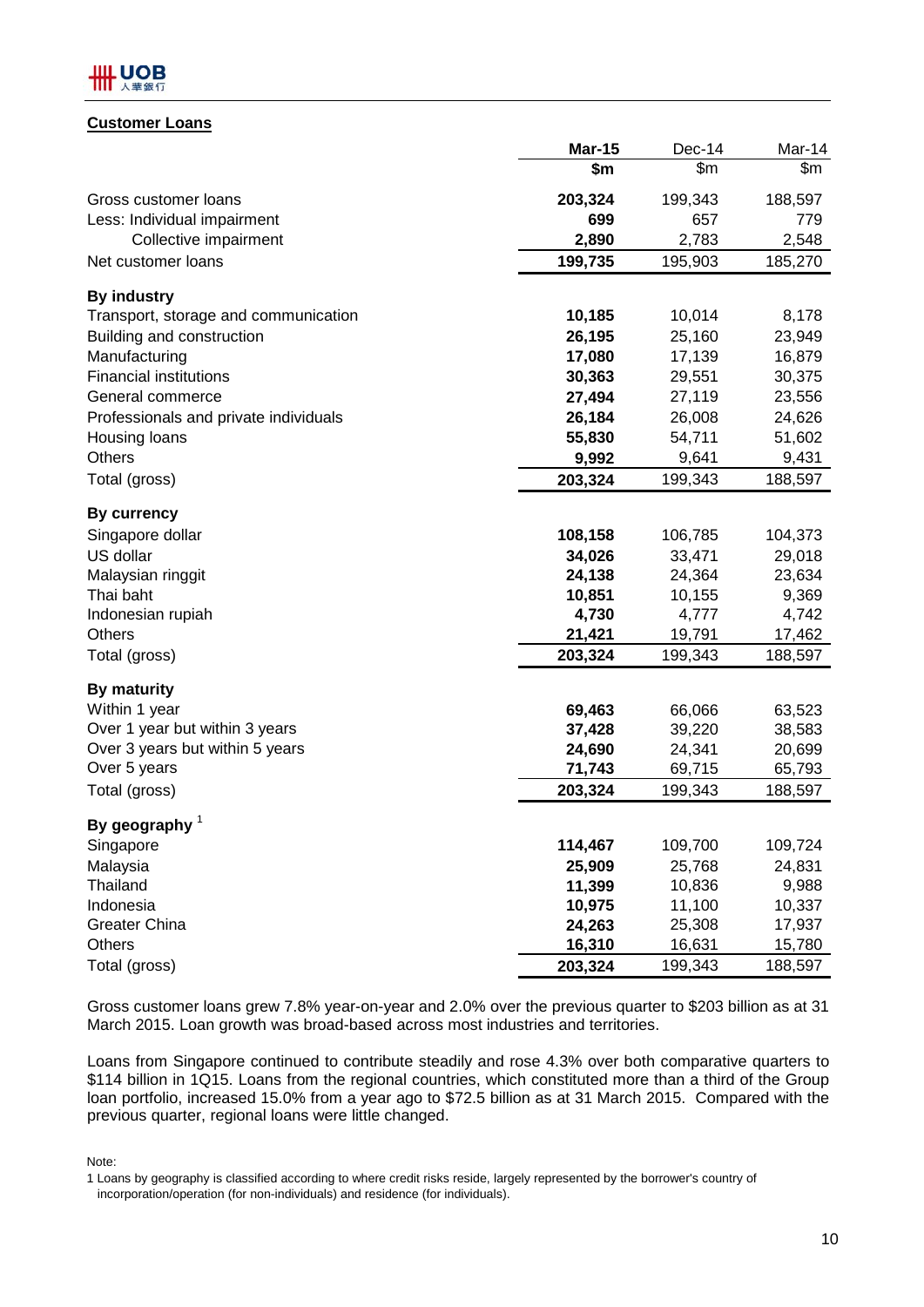## Customer Loans

| | Mar-15 | Dec-14 | Mar-14 |
|---|---|---|---|
| | $m | $m | $m |
| Gross customer loans | **203,324** | 199,343 | 188,597 |
| Less: Individual impairment | **699** | 657 | 779 |
| Collective impairment | **2,890** | 2,783 | 2,548 |
| Net customer loans | **199,735** | 195,903 | 185,270 |
| **By industry** | | | |
| Transport, storage and communication | **10,185** | 10,014 | 8,178 |
| Building and construction | **26,195** | 25,160 | 23,949 |
| Manufacturing | **17,080** | 17,139 | 16,879 |
| Financial institutions | **30,363** | 29,551 | 30,375 |
| General commerce | **27,494** | 27,119 | 23,556 |
| Professionals and private individuals | **26,184** | 26,008 | 24,626 |
| Housing loans | **55,830** | 54,711 | 51,602 |
| Others | **9,992** | 9,641 | 9,431 |
| Total (gross) | **203,324** | 199,343 | 188,597 |
| **By currency** | | | |
| Singapore dollar | **108,158** | 106,785 | 104,373 |
| US dollar | **34,026** | 33,471 | 29,018 |
| Malaysian ringgit | **24,138** | 24,364 | 23,634 |
| Thai baht | **10,851** | 10,155 | 9,369 |
| Indonesian rupiah | **4,730** | 4,777 | 4,742 |
| Others | **21,421** | 19,791 | 17,462 |
| Total (gross) | **203,324** | 199,343 | 188,597 |
| **By maturity** | | | |
| Within 1 year | **69,463** | 66,066 | 63,523 |
| Over 1 year but within 3 years | **37,428** | 39,220 | 38,583 |
| Over 3 years but within 5 years | **24,690** | 24,341 | 20,699 |
| Over 5 years | **71,743** | 69,715 | 65,793 |
| Total (gross) | **203,324** | 199,343 | 188,597 |
| **By geography** [1] | | | |
| Singapore | **114,467** | 109,700 | 109,724 |
| Malaysia | **25,909** | 25,768 | 24,831 |
| Thailand | **11,399** | 10,836 | 9,988 |
| Indonesia | **10,975** | 11,100 | 10,337 |
| Greater China | **24,263** | 25,308 | 17,937 |
| Others | **16,310** | 16,631 | 15,780 |
| Total (gross) | **203,324** | 199,343 | 188,597 |

Gross customer loans grew 7.8% year-on-year and 2.0% over the previous quarter to $203 billion as at 31 March 2015. Loan growth was broad-based across most industries and territories.

Loans from Singapore continued to contribute steadily and rose 4.3% over both comparative quarters to $114 billion in 1Q15. Loans from the regional countries, which constituted more than a third of the Group loan portfolio, increased 15.0% from a year ago to $72.5 billion as at 31 March 2015. Compared with the previous quarter, regional loans were little changed.

Note:

1 Loans by geography is classified according to where credit risks reside, largely represented by the borrower's country of incorporation/operation (for non-individuals) and residence (for individuals).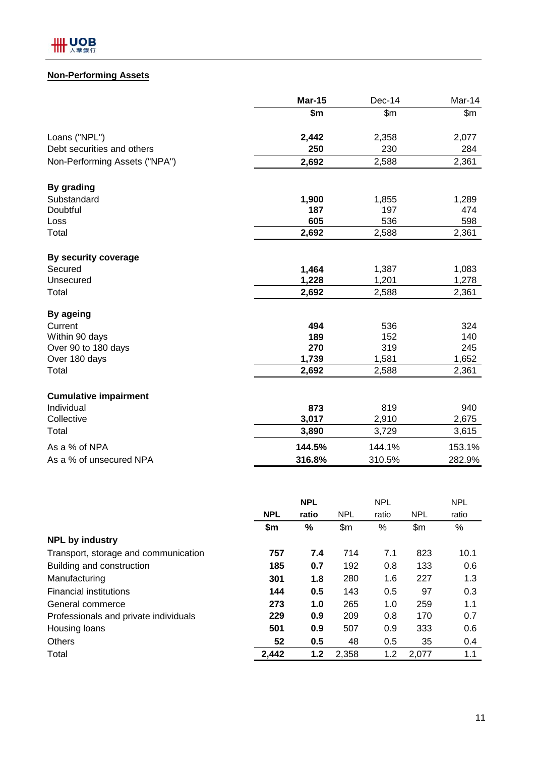## Non-Performing Assets

| | Mar-15 | Dec-14 | Mar-14 |
|---|---|---|---|
| | $m | $m | $m |
| Loans ("NPL") | **2,442** | 2,358 | 2,077 |
| Debt securities and others | **250** | 230 | 284 |
| Non-Performing Assets ("NPA") | **2,692** | 2,588 | 2,361 |
| **By grading** | | | |
| Substandard | **1,900** | 1,855 | 1,289 |
| Doubtful | **187** | 197 | 474 |
| Loss | **605** | 536 | 598 |
| Total | **2,692** | 2,588 | 2,361 |
| **By security coverage** | | | |
| Secured | **1,464** | 1,387 | 1,083 |
| Unsecured | **1,228** | 1,201 | 1,278 |
| Total | **2,692** | 2,588 | 2,361 |
| **By ageing** | | | |
| Current | **494** | 536 | 324 |
| Within 90 days | **189** | 152 | 140 |
| Over 90 to 180 days | **270** | 319 | 245 |
| Over 180 days | **1,739** | 1,581 | 1,652 |
| Total | **2,692** | 2,588 | 2,361 |
| **Cumulative impairment** | | | |
| Individual | **873** | 819 | 940 |
| Collective | **3,017** | 2,910 | 2,675 |
| Total | **3,890** | 3,729 | 3,615 |
| As a % of NPA | **144.5%** | 144.1% | 153.1% |
| As a % of unsecured NPA | **316.8%** | 310.5% | 282.9% |

| | NPL | NPL ratio | NPL | NPL ratio | NPL | NPL ratio |
|---|---|---|---|---|---|---|
| | $m | % | $m | % | $m | % |
| **NPL by industry** | | | | | | |
| Transport, storage and communication | **757** | **7.4** | 714 | 7.1 | 823 | 10.1 |
| Building and construction | **185** | **0.7** | 192 | 0.8 | 133 | 0.6 |
| Manufacturing | **301** | **1.8** | 280 | 1.6 | 227 | 1.3 |
| Financial institutions | **144** | **0.5** | 143 | 0.5 | 97 | 0.3 |
| General commerce | **273** | **1.0** | 265 | 1.0 | 259 | 1.1 |
| Professionals and private individuals | **229** | **0.9** | 209 | 0.8 | 170 | 0.7 |
| Housing loans | **501** | **0.9** | 507 | 0.9 | 333 | 0.6 |
| Others | **52** | **0.5** | 48 | 0.5 | 35 | 0.4 |
| Total | **2,442** | **1.2** | 2,358 | 1.2 | 2,077 | 1.1 |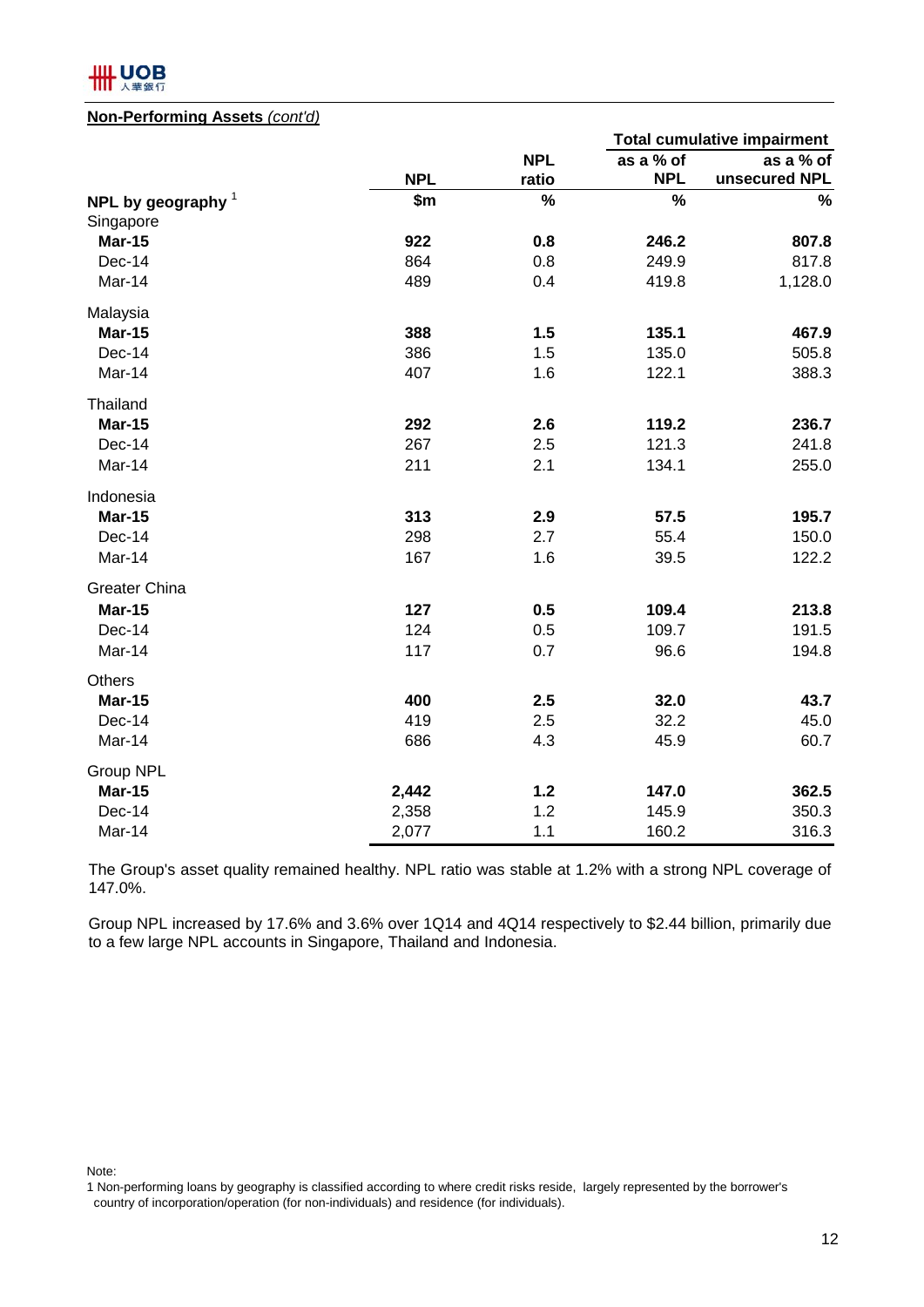**Non-Performing Assets** *(cont'd)*

| | | | Total cumulative impairment | |
|---|---|---|---|---|
| | **NPL** | **NPL ratio** | **as a % of NPL** | **as a % of unsecured NPL** |
| **NPL by geography** [1] | **$m** | **%** | **%** | **%** |
| Singapore | | | | |
| **Mar-15** | **922** | **0.8** | **246.2** | **807.8** |
| Dec-14 | 864 | 0.8 | 249.9 | 817.8 |
| Mar-14 | 489 | 0.4 | 419.8 | 1,128.0 |
| Malaysia | | | | |
| **Mar-15** | **388** | **1.5** | **135.1** | **467.9** |
| Dec-14 | 386 | 1.5 | 135.0 | 505.8 |
| Mar-14 | 407 | 1.6 | 122.1 | 388.3 |
| Thailand | | | | |
| **Mar-15** | **292** | **2.6** | **119.2** | **236.7** |
| Dec-14 | 267 | 2.5 | 121.3 | 241.8 |
| Mar-14 | 211 | 2.1 | 134.1 | 255.0 |
| Indonesia | | | | |
| **Mar-15** | **313** | **2.9** | **57.5** | **195.7** |
| Dec-14 | 298 | 2.7 | 55.4 | 150.0 |
| Mar-14 | 167 | 1.6 | 39.5 | 122.2 |
| Greater China | | | | |
| **Mar-15** | **127** | **0.5** | **109.4** | **213.8** |
| Dec-14 | 124 | 0.5 | 109.7 | 191.5 |
| Mar-14 | 117 | 0.7 | 96.6 | 194.8 |
| Others | | | | |
| **Mar-15** | **400** | **2.5** | **32.0** | **43.7** |
| Dec-14 | 419 | 2.5 | 32.2 | 45.0 |
| Mar-14 | 686 | 4.3 | 45.9 | 60.7 |
| Group NPL | | | | |
| **Mar-15** | **2,442** | **1.2** | **147.0** | **362.5** |
| Dec-14 | 2,358 | 1.2 | 145.9 | 350.3 |
| Mar-14 | 2,077 | 1.1 | 160.2 | 316.3 |

The Group's asset quality remained healthy. NPL ratio was stable at 1.2% with a strong NPL coverage of 147.0%.

Group NPL increased by 17.6% and 3.6% over 1Q14 and 4Q14 respectively to $2.44 billion, primarily due to a few large NPL accounts in Singapore, Thailand and Indonesia.

Note:
1 Non-performing loans by geography is classified according to where credit risks reside, largely represented by the borrower's country of incorporation/operation (for non-individuals) and residence (for individuals).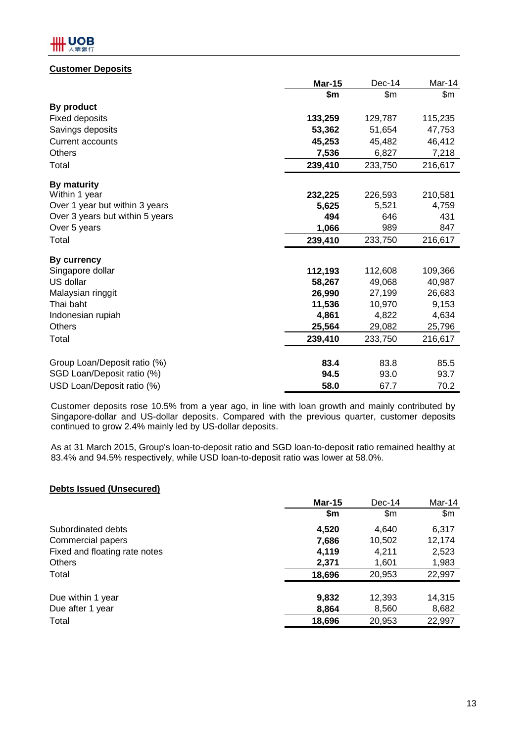**Customer Deposits**

| | **Mar-15** | Dec-14 | Mar-14 |
|---|---|---|---|
| | **$m** | $m | $m |
| **By product** | | | |
| Fixed deposits | **133,259** | 129,787 | 115,235 |
| Savings deposits | **53,362** | 51,654 | 47,753 |
| Current accounts | **45,253** | 45,482 | 46,412 |
| Others | **7,536** | 6,827 | 7,218 |
| Total | **239,410** | 233,750 | 216,617 |
| **By maturity** | | | |
| Within 1 year | **232,225** | 226,593 | 210,581 |
| Over 1 year but within 3 years | **5,625** | 5,521 | 4,759 |
| Over 3 years but within 5 years | **494** | 646 | 431 |
| Over 5 years | **1,066** | 989 | 847 |
| Total | **239,410** | 233,750 | 216,617 |
| **By currency** | | | |
| Singapore dollar | **112,193** | 112,608 | 109,366 |
| US dollar | **58,267** | 49,068 | 40,987 |
| Malaysian ringgit | **26,990** | 27,199 | 26,683 |
| Thai baht | **11,536** | 10,970 | 9,153 |
| Indonesian rupiah | **4,861** | 4,822 | 4,634 |
| Others | **25,564** | 29,082 | 25,796 |
| Total | **239,410** | 233,750 | 216,617 |
| Group Loan/Deposit ratio (%) | **83.4** | 83.8 | 85.5 |
| SGD Loan/Deposit ratio (%) | **94.5** | 93.0 | 93.7 |
| USD Loan/Deposit ratio (%) | **58.0** | 67.7 | 70.2 |

Customer deposits rose 10.5% from a year ago, in line with loan growth and mainly contributed by Singapore-dollar and US-dollar deposits. Compared with the previous quarter, customer deposits continued to grow 2.4% mainly led by US-dollar deposits.

As at 31 March 2015, Group's loan-to-deposit ratio and SGD loan-to-deposit ratio remained healthy at 83.4% and 94.5% respectively, while USD loan-to-deposit ratio was lower at 58.0%.

**Debts Issued (Unsecured)**

| | **Mar-15** | Dec-14 | Mar-14 |
|---|---|---|---|
| | **$m** | $m | $m |
| Subordinated debts | **4,520** | 4,640 | 6,317 |
| Commercial papers | **7,686** | 10,502 | 12,174 |
| Fixed and floating rate notes | **4,119** | 4,211 | 2,523 |
| Others | **2,371** | 1,601 | 1,983 |
| Total | **18,696** | 20,953 | 22,997 |
| Due within 1 year | **9,832** | 12,393 | 14,315 |
| Due after 1 year | **8,864** | 8,560 | 8,682 |
| Total | **18,696** | 20,953 | 22,997 |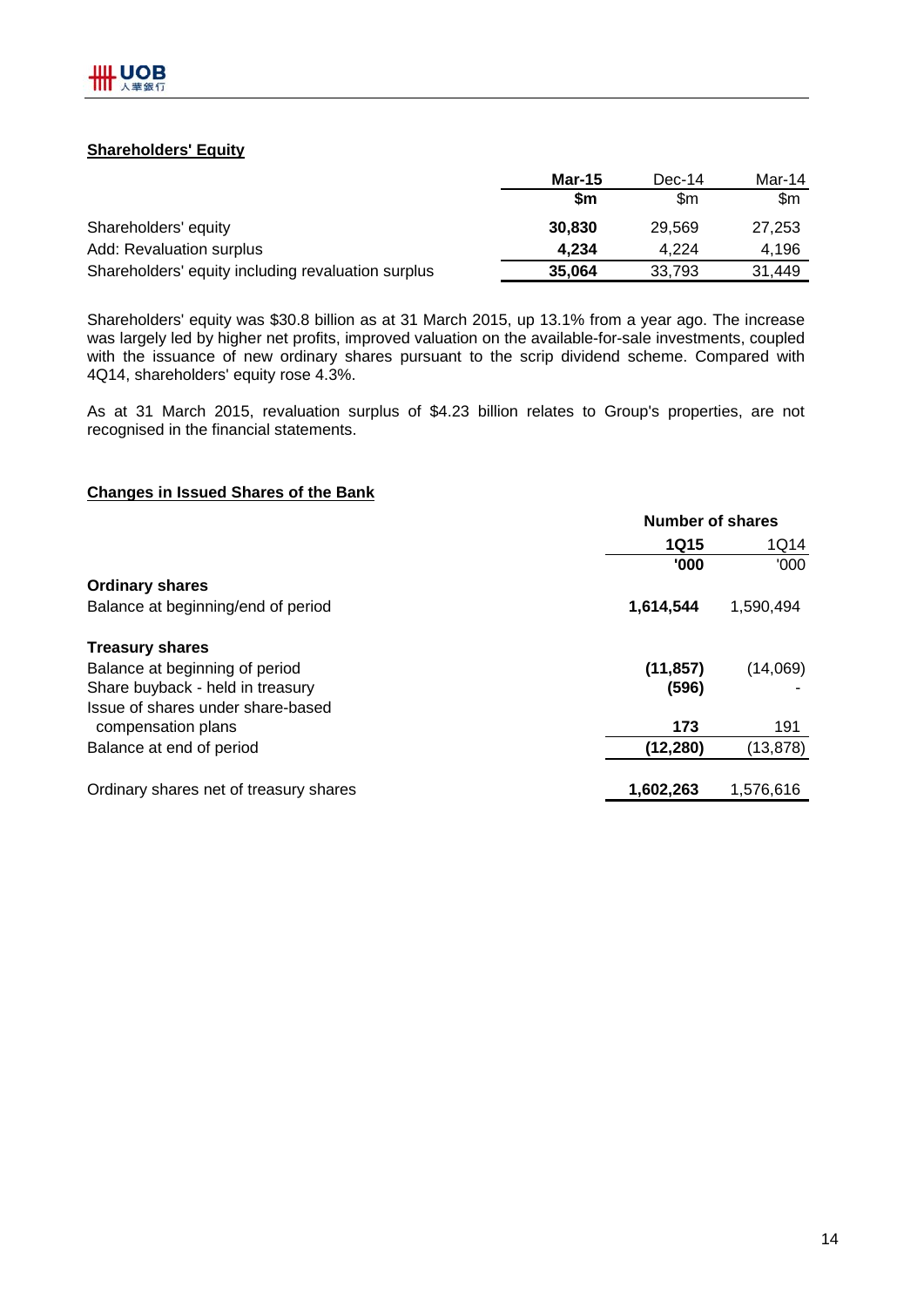## Shareholders' Equity

| | **Mar-15** | Dec-14 | Mar-14 |
|---|---|---|---|
| | **$m** | $m | $m |
| Shareholders' equity | **30,830** | 29,569 | 27,253 |
| Add: Revaluation surplus | **4,234** | 4,224 | 4,196 |
| Shareholders' equity including revaluation surplus | **35,064** | 33,793 | 31,449 |

Shareholders' equity was $30.8 billion as at 31 March 2015, up 13.1% from a year ago. The increase was largely led by higher net profits, improved valuation on the available-for-sale investments, coupled with the issuance of new ordinary shares pursuant to the scrip dividend scheme. Compared with 4Q14, shareholders' equity rose 4.3%.

As at 31 March 2015, revaluation surplus of $4.23 billion relates to Group's properties, are not recognised in the financial statements.

## Changes in Issued Shares of the Bank

| | **Number of shares** | |
|---|---|---|
| | **1Q15** | 1Q14 |
| | **'000** | '000 |
| **Ordinary shares** | | |
| Balance at beginning/end of period | **1,614,544** | 1,590,494 |
| **Treasury shares** | | |
| Balance at beginning of period | **(11,857)** | (14,069) |
| Share buyback - held in treasury | **(596)** | - |
| Issue of shares under share-based compensation plans | **173** | 191 |
| Balance at end of period | **(12,280)** | (13,878) |
| Ordinary shares net of treasury shares | **1,602,263** | 1,576,616 |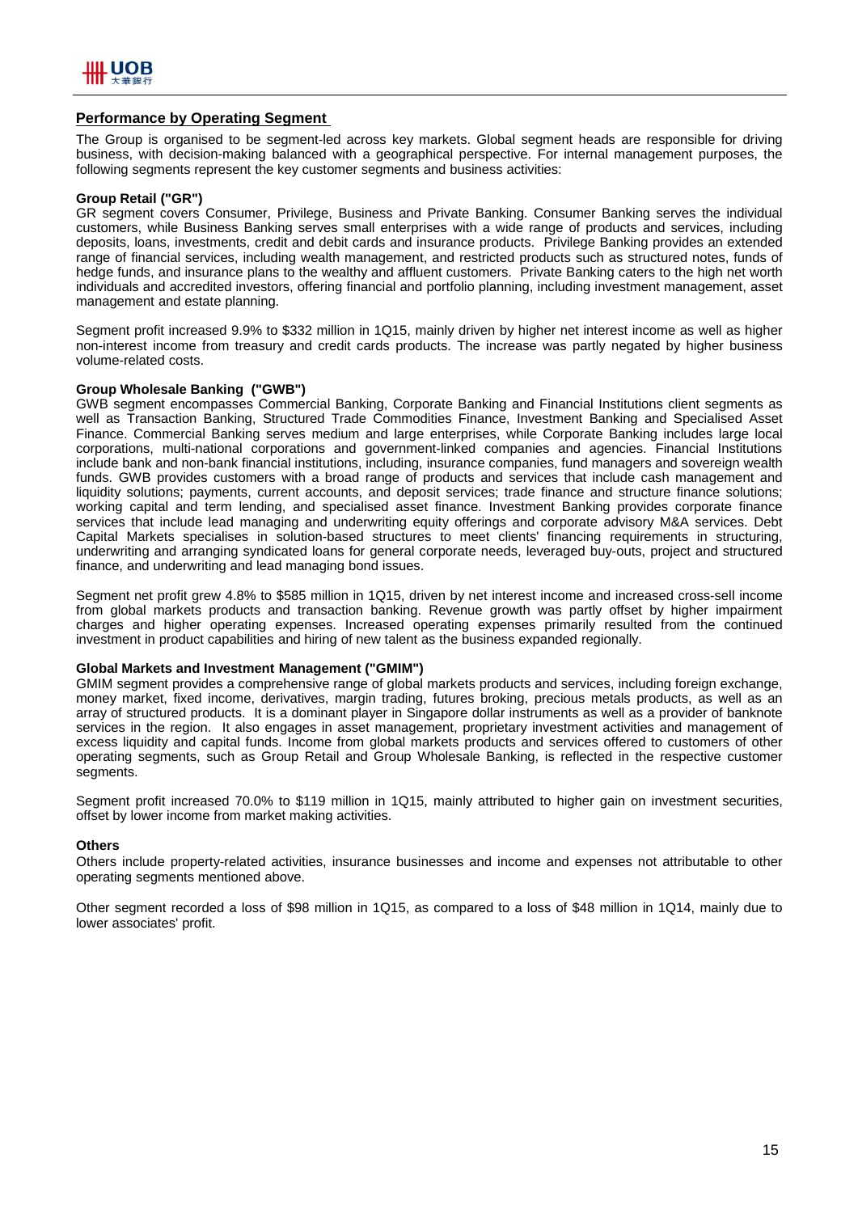## Performance by Operating Segment

The Group is organised to be segment-led across key markets. Global segment heads are responsible for driving business, with decision-making balanced with a geographical perspective. For internal management purposes, the following segments represent the key customer segments and business activities:

**Group Retail ("GR")**
GR segment covers Consumer, Privilege, Business and Private Banking. Consumer Banking serves the individual customers, while Business Banking serves small enterprises with a wide range of products and services, including deposits, loans, investments, credit and debit cards and insurance products. Privilege Banking provides an extended range of financial services, including wealth management, and restricted products such as structured notes, funds of hedge funds, and insurance plans to the wealthy and affluent customers. Private Banking caters to the high net worth individuals and accredited investors, offering financial and portfolio planning, including investment management, asset management and estate planning.

Segment profit increased 9.9% to $332 million in 1Q15, mainly driven by higher net interest income as well as higher non-interest income from treasury and credit cards products. The increase was partly negated by higher business volume-related costs.

**Group Wholesale Banking ("GWB")**
GWB segment encompasses Commercial Banking, Corporate Banking and Financial Institutions client segments as well as Transaction Banking, Structured Trade Commodities Finance, Investment Banking and Specialised Asset Finance. Commercial Banking serves medium and large enterprises, while Corporate Banking includes large local corporations, multi-national corporations and government-linked companies and agencies. Financial Institutions include bank and non-bank financial institutions, including, insurance companies, fund managers and sovereign wealth funds. GWB provides customers with a broad range of products and services that include cash management and liquidity solutions; payments, current accounts, and deposit services; trade finance and structure finance solutions; working capital and term lending, and specialised asset finance. Investment Banking provides corporate finance services that include lead managing and underwriting equity offerings and corporate advisory M&A services. Debt Capital Markets specialises in solution-based structures to meet clients' financing requirements in structuring, underwriting and arranging syndicated loans for general corporate needs, leveraged buy-outs, project and structured finance, and underwriting and lead managing bond issues.

Segment net profit grew 4.8% to $585 million in 1Q15, driven by net interest income and increased cross-sell income from global markets products and transaction banking. Revenue growth was partly offset by higher impairment charges and higher operating expenses. Increased operating expenses primarily resulted from the continued investment in product capabilities and hiring of new talent as the business expanded regionally.

**Global Markets and Investment Management ("GMIM")**
GMIM segment provides a comprehensive range of global markets products and services, including foreign exchange, money market, fixed income, derivatives, margin trading, futures broking, precious metals products, as well as an array of structured products. It is a dominant player in Singapore dollar instruments as well as a provider of banknote services in the region. It also engages in asset management, proprietary investment activities and management of excess liquidity and capital funds. Income from global markets products and services offered to customers of other operating segments, such as Group Retail and Group Wholesale Banking, is reflected in the respective customer segments.

Segment profit increased 70.0% to $119 million in 1Q15, mainly attributed to higher gain on investment securities, offset by lower income from market making activities.

**Others**
Others include property-related activities, insurance businesses and income and expenses not attributable to other operating segments mentioned above.

Other segment recorded a loss of $98 million in 1Q15, as compared to a loss of $48 million in 1Q14, mainly due to lower associates' profit.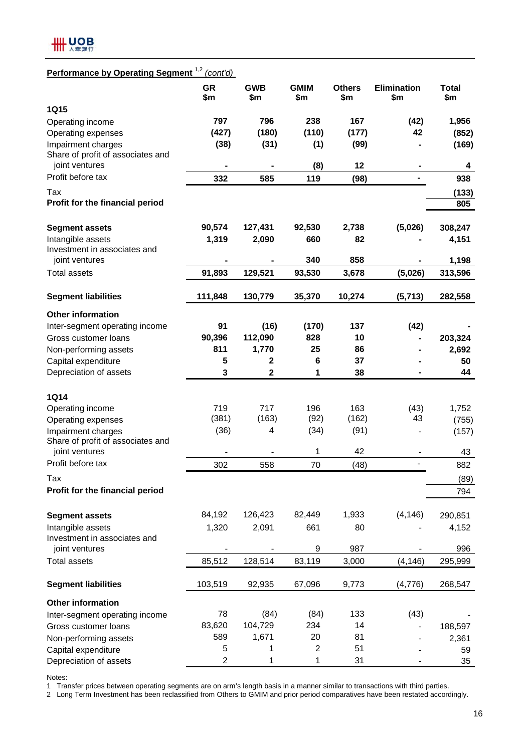**Performance by Operating Segment** [1,2] *(cont'd)*

| | GR<br>$m | GWB<br>$m | GMIM<br>$m | Others<br>$m | Elimination<br>$m | Total<br>$m |
|---|---|---|---|---|---|---|
| **1Q15** | | | | | | |
| Operating income | **797** | **796** | **238** | **167** | **(42)** | **1,956** |
| Operating expenses | **(427)** | **(180)** | **(110)** | **(177)** | **42** | **(852)** |
| Impairment charges | **(38)** | **(31)** | **(1)** | **(99)** | **-** | **(169)** |
| Share of profit of associates and joint ventures | **-** | **-** | **(8)** | **12** | **-** | **4** |
| Profit before tax | **332** | **585** | **119** | **(98)** | **-** | **938** |
| Tax | | | | | | **(133)** |
| **Profit for the financial period** | | | | | | **805** |
| | | | | | | |
| **Segment assets** | **90,574** | **127,431** | **92,530** | **2,738** | **(5,026)** | **308,247** |
| Intangible assets | **1,319** | **2,090** | **660** | **82** | **-** | **4,151** |
| Investment in associates and joint ventures | **-** | **-** | **340** | **858** | **-** | **1,198** |
| Total assets | **91,893** | **129,521** | **93,530** | **3,678** | **(5,026)** | **313,596** |
| | | | | | | |
| **Segment liabilities** | **111,848** | **130,779** | **35,370** | **10,274** | **(5,713)** | **282,558** |
| | | | | | | |
| **Other information** | | | | | | |
| Inter-segment operating income | **91** | **(16)** | **(170)** | **137** | **(42)** | **-** |
| Gross customer loans | **90,396** | **112,090** | **828** | **10** | **-** | **203,324** |
| Non-performing assets | **811** | **1,770** | **25** | **86** | **-** | **2,692** |
| Capital expenditure | **5** | **2** | **6** | **37** | **-** | **50** |
| Depreciation of assets | **3** | **2** | **1** | **38** | **-** | **44** |
| | | | | | | |
| **1Q14** | | | | | | |
| Operating income | 719 | 717 | 196 | 163 | (43) | 1,752 |
| Operating expenses | (381) | (163) | (92) | (162) | 43 | (755) |
| Impairment charges | (36) | 4 | (34) | (91) | - | (157) |
| Share of profit of associates and joint ventures | - | - | 1 | 42 | - | 43 |
| Profit before tax | 302 | 558 | 70 | (48) | - | 882 |
| Tax | | | | | | (89) |
| **Profit for the financial period** | | | | | | 794 |
| | | | | | | |
| **Segment assets** | 84,192 | 126,423 | 82,449 | 1,933 | (4,146) | 290,851 |
| Intangible assets | 1,320 | 2,091 | 661 | 80 | - | 4,152 |
| Investment in associates and joint ventures | - | - | 9 | 987 | - | 996 |
| Total assets | 85,512 | 128,514 | 83,119 | 3,000 | (4,146) | 295,999 |
| | | | | | | |
| **Segment liabilities** | 103,519 | 92,935 | 67,096 | 9,773 | (4,776) | 268,547 |
| | | | | | | |
| **Other information** | | | | | | |
| Inter-segment operating income | 78 | (84) | (84) | 133 | (43) | - |
| Gross customer loans | 83,620 | 104,729 | 234 | 14 | - | 188,597 |
| Non-performing assets | 589 | 1,671 | 20 | 81 | - | 2,361 |
| Capital expenditure | 5 | 1 | 2 | 51 | - | 59 |
| Depreciation of assets | 2 | 1 | 1 | 31 | - | 35 |

Notes:
1 Transfer prices between operating segments are on arm's length basis in a manner similar to transactions with third parties.
2 Long Term Investment has been reclassified from Others to GMIM and prior period comparatives have been restated accordingly.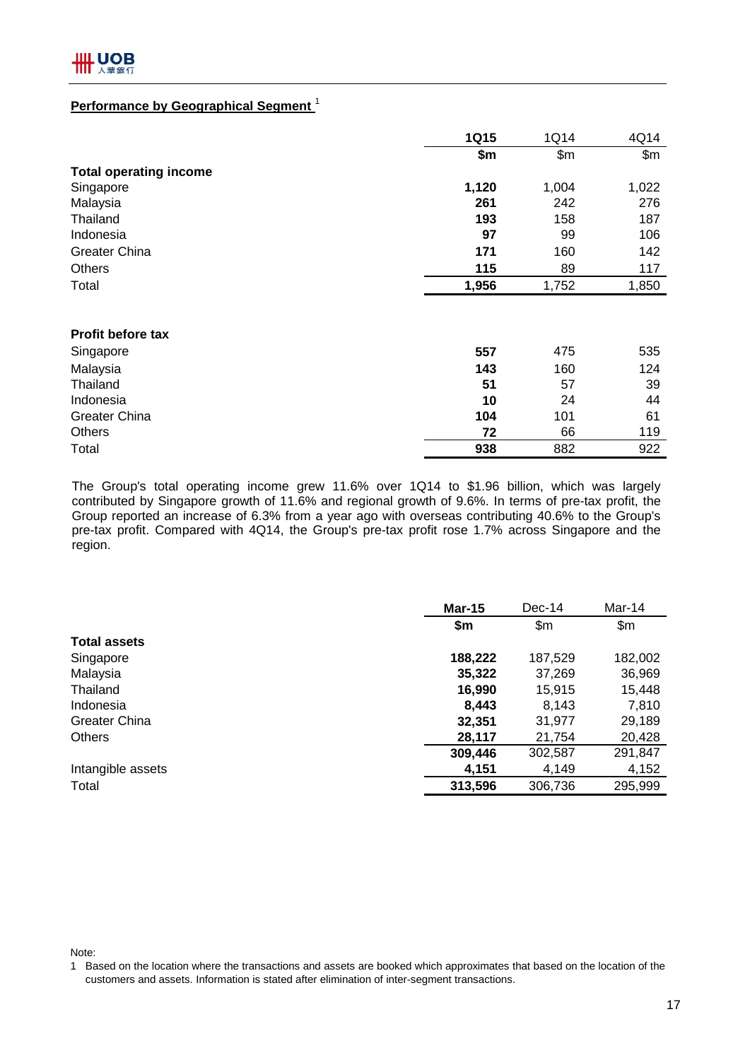## Performance by Geographical Segment [1]

| | 1Q15 | 1Q14 | 4Q14 |
|---|---|---|---|
| | **$m** | $m | $m |
| **Total operating income** | | | |
| Singapore | **1,120** | 1,004 | 1,022 |
| Malaysia | **261** | 242 | 276 |
| Thailand | **193** | 158 | 187 |
| Indonesia | **97** | 99 | 106 |
| Greater China | **171** | 160 | 142 |
| Others | **115** | 89 | 117 |
| Total | **1,956** | 1,752 | 1,850 |
| | | | |
| **Profit before tax** | | | |
| Singapore | **557** | 475 | 535 |
| Malaysia | **143** | 160 | 124 |
| Thailand | **51** | 57 | 39 |
| Indonesia | **10** | 24 | 44 |
| Greater China | **104** | 101 | 61 |
| Others | **72** | 66 | 119 |
| Total | **938** | 882 | 922 |

The Group's total operating income grew 11.6% over 1Q14 to $1.96 billion, which was largely contributed by Singapore growth of 11.6% and regional growth of 9.6%. In terms of pre-tax profit, the Group reported an increase of 6.3% from a year ago with overseas contributing 40.6% to the Group's pre-tax profit. Compared with 4Q14, the Group's pre-tax profit rose 1.7% across Singapore and the region.

| | Mar-15 | Dec-14 | Mar-14 |
|---|---|---|---|
| | **$m** | $m | $m |
| **Total assets** | | | |
| Singapore | **188,222** | 187,529 | 182,002 |
| Malaysia | **35,322** | 37,269 | 36,969 |
| Thailand | **16,990** | 15,915 | 15,448 |
| Indonesia | **8,443** | 8,143 | 7,810 |
| Greater China | **32,351** | 31,977 | 29,189 |
| Others | **28,117** | 21,754 | 20,428 |
| | **309,446** | 302,587 | 291,847 |
| Intangible assets | **4,151** | 4,149 | 4,152 |
| Total | **313,596** | 306,736 | 295,999 |

Note:

1 Based on the location where the transactions and assets are booked which approximates that based on the location of the customers and assets. Information is stated after elimination of inter-segment transactions.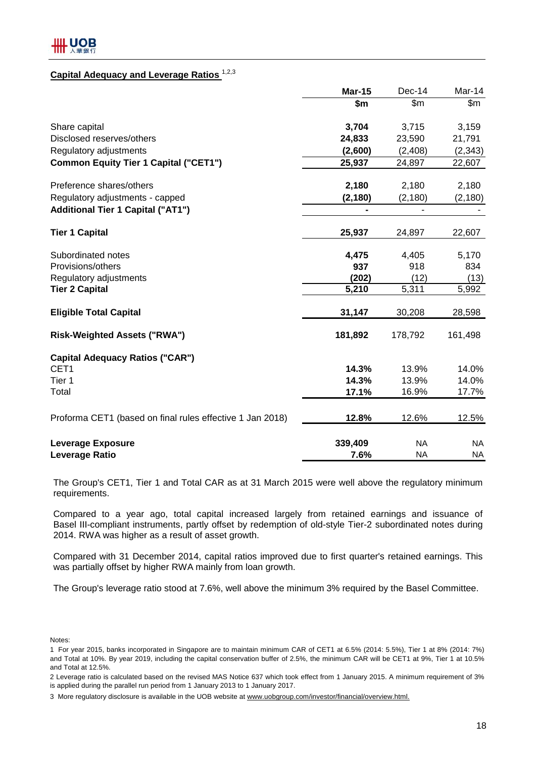## Capital Adequacy and Leverage Ratios [1,2,3]

| | Mar-15 | Dec-14 | Mar-14 |
|---|---|---|---|
| | $m | $m | $m |
| Share capital | **3,704** | 3,715 | 3,159 |
| Disclosed reserves/others | **24,833** | 23,590 | 21,791 |
| Regulatory adjustments | **(2,600)** | (2,408) | (2,343) |
| **Common Equity Tier 1 Capital ("CET1")** | **25,937** | 24,897 | 22,607 |
| | | | |
| Preference shares/others | **2,180** | 2,180 | 2,180 |
| Regulatory adjustments - capped | **(2,180)** | (2,180) | (2,180) |
| **Additional Tier 1 Capital ("AT1")** | **-** | - | - |
| | | | |
| **Tier 1 Capital** | **25,937** | 24,897 | 22,607 |
| | | | |
| Subordinated notes | **4,475** | 4,405 | 5,170 |
| Provisions/others | **937** | 918 | 834 |
| Regulatory adjustments | **(202)** | (12) | (13) |
| **Tier 2 Capital** | **5,210** | 5,311 | 5,992 |
| | | | |
| **Eligible Total Capital** | **31,147** | 30,208 | 28,598 |
| | | | |
| **Risk-Weighted Assets ("RWA")** | **181,892** | 178,792 | 161,498 |
| | | | |
| **Capital Adequacy Ratios ("CAR")** | | | |
| CET1 | **14.3%** | 13.9% | 14.0% |
| Tier 1 | **14.3%** | 13.9% | 14.0% |
| Total | **17.1%** | 16.9% | 17.7% |
| | | | |
| Proforma CET1 (based on final rules effective 1 Jan 2018) | **12.8%** | 12.6% | 12.5% |
| | | | |
| **Leverage Exposure** | **339,409** | NA | NA |
| **Leverage Ratio** | **7.6%** | NA | NA |

The Group's CET1, Tier 1 and Total CAR as at 31 March 2015 were well above the regulatory minimum requirements.

Compared to a year ago, total capital increased largely from retained earnings and issuance of Basel III-compliant instruments, partly offset by redemption of old-style Tier-2 subordinated notes during 2014. RWA was higher as a result of asset growth.

Compared with 31 December 2014, capital ratios improved due to first quarter's retained earnings. This was partially offset by higher RWA mainly from loan growth.

The Group's leverage ratio stood at 7.6%, well above the minimum 3% required by the Basel Committee.

Notes:

1 For year 2015, banks incorporated in Singapore are to maintain minimum CAR of CET1 at 6.5% (2014: 5.5%), Tier 1 at 8% (2014: 7%) and Total at 10%. By year 2019, including the capital conservation buffer of 2.5%, the minimum CAR will be CET1 at 9%, Tier 1 at 10.5% and Total at 12.5%.

2 Leverage ratio is calculated based on the revised MAS Notice 637 which took effect from 1 January 2015. A minimum requirement of 3% is applied during the parallel run period from 1 January 2013 to 1 January 2017.

3 More regulatory disclosure is available in the UOB website at www.uobgroup.com/investor/financial/overview.html.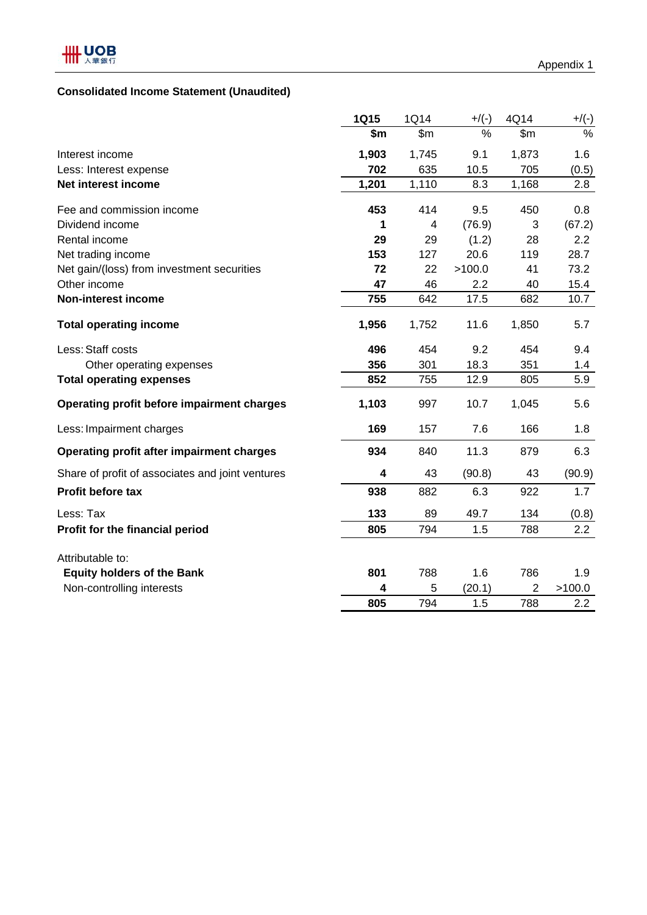Appendix 1

## Consolidated Income Statement (Unaudited)

| | **1Q15** | 1Q14 | +/(-) | 4Q14 | +/(-) |
|---|---|---|---|---|---|
| | **$m** | $m | % | $m | % |
| Interest income | **1,903** | 1,745 | 9.1 | 1,873 | 1.6 |
| Less: Interest expense | **702** | 635 | 10.5 | 705 | (0.5) |
| **Net interest income** | **1,201** | 1,110 | 8.3 | 1,168 | 2.8 |
| | | | | | |
| Fee and commission income | **453** | 414 | 9.5 | 450 | 0.8 |
| Dividend income | **1** | 4 | (76.9) | 3 | (67.2) |
| Rental income | **29** | 29 | (1.2) | 28 | 2.2 |
| Net trading income | **153** | 127 | 20.6 | 119 | 28.7 |
| Net gain/(loss) from investment securities | **72** | 22 | >100.0 | 41 | 73.2 |
| Other income | **47** | 46 | 2.2 | 40 | 15.4 |
| **Non-interest income** | **755** | 642 | 17.5 | 682 | 10.7 |
| | | | | | |
| **Total operating income** | **1,956** | 1,752 | 11.6 | 1,850 | 5.7 |
| | | | | | |
| Less: Staff costs | **496** | 454 | 9.2 | 454 | 9.4 |
| Other operating expenses | **356** | 301 | 18.3 | 351 | 1.4 |
| **Total operating expenses** | **852** | 755 | 12.9 | 805 | 5.9 |
| | | | | | |
| **Operating profit before impairment charges** | **1,103** | 997 | 10.7 | 1,045 | 5.6 |
| | | | | | |
| Less: Impairment charges | **169** | 157 | 7.6 | 166 | 1.8 |
| | | | | | |
| **Operating profit after impairment charges** | **934** | 840 | 11.3 | 879 | 6.3 |
| | | | | | |
| Share of profit of associates and joint ventures | **4** | 43 | (90.8) | 43 | (90.9) |
| **Profit before tax** | **938** | 882 | 6.3 | 922 | 1.7 |
| | | | | | |
| Less: Tax | **133** | 89 | 49.7 | 134 | (0.8) |
| **Profit for the financial period** | **805** | 794 | 1.5 | 788 | 2.2 |
| | | | | | |
| Attributable to: | | | | | |
| **Equity holders of the Bank** | **801** | 788 | 1.6 | 786 | 1.9 |
| Non-controlling interests | **4** | 5 | (20.1) | 2 | >100.0 |
| | **805** | 794 | 1.5 | 788 | 2.2 |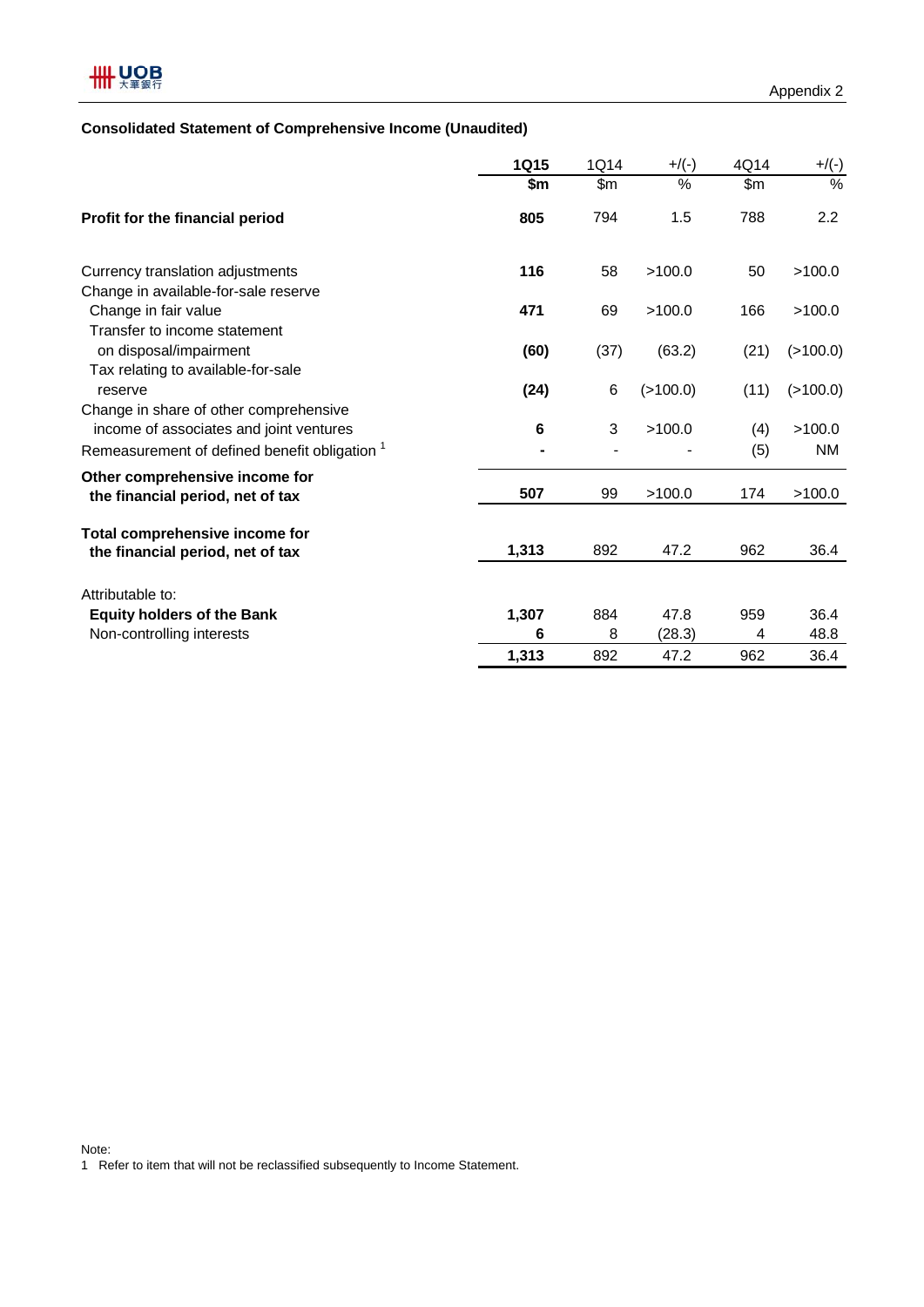Appendix 2

**Consolidated Statement of Comprehensive Income (Unaudited)**

| | **1Q15** | 1Q14 | +/(-) | 4Q14 | +/(-) |
|---|---|---|---|---|---|
| | **$m** | $m | % | $m | % |
| **Profit for the financial period** | **805** | 794 | 1.5 | 788 | 2.2 |
| Currency translation adjustments | **116** | 58 | >100.0 | 50 | >100.0 |
| Change in available-for-sale reserve | | | | | |
| Change in fair value | **471** | 69 | >100.0 | 166 | >100.0 |
| Transfer to income statement on disposal/impairment | **(60)** | (37) | (63.2) | (21) | (>100.0) |
| Tax relating to available-for-sale reserve | **(24)** | 6 | (>100.0) | (11) | (>100.0) |
| Change in share of other comprehensive income of associates and joint ventures | **6** | 3 | >100.0 | (4) | >100.0 |
| Remeasurement of defined benefit obligation [1] | **-** | - | - | (5) | NM |
| **Other comprehensive income for the financial period, net of tax** | **507** | 99 | >100.0 | 174 | >100.0 |
| **Total comprehensive income for the financial period, net of tax** | **1,313** | 892 | 47.2 | 962 | 36.4 |
| Attributable to: | | | | | |
| **Equity holders of the Bank** | **1,307** | 884 | 47.8 | 959 | 36.4 |
| Non-controlling interests | **6** | 8 | (28.3) | 4 | 48.8 |
| | **1,313** | 892 | 47.2 | 962 | 36.4 |

Note:
1 Refer to item that will not be reclassified subsequently to Income Statement.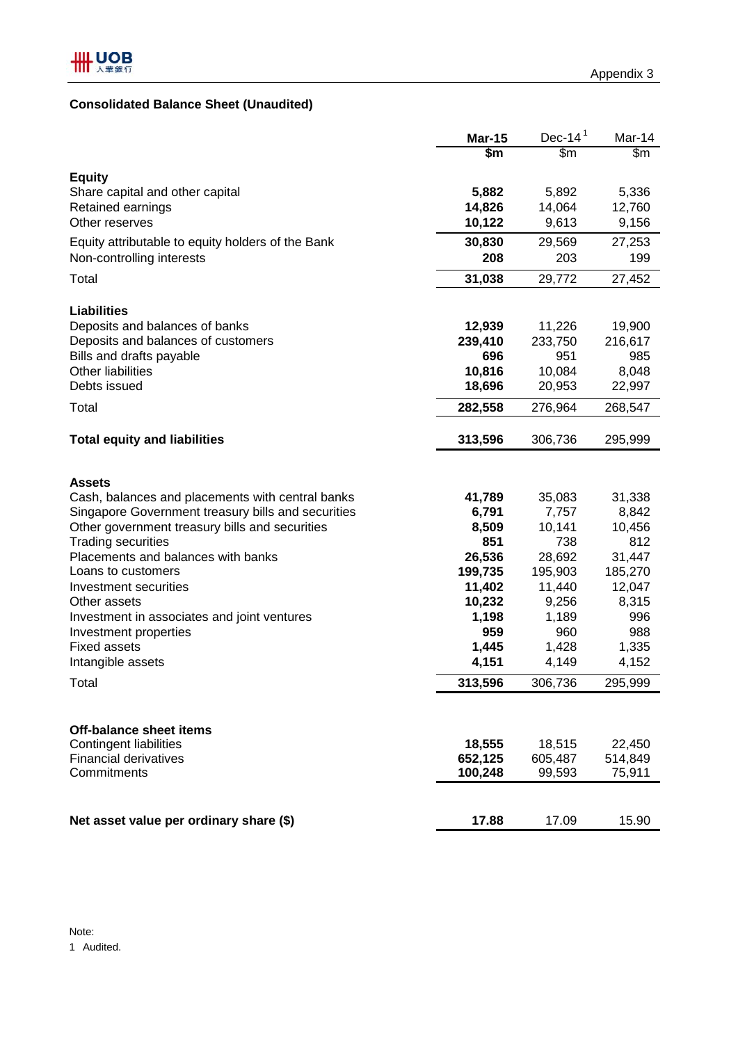Appendix 3

## Consolidated Balance Sheet (Unaudited)

| | **Mar-15** | Dec-14[1] | Mar-14 |
|---|---|---|---|
| | **$m** | $m | $m |
| **Equity** | | | |
| Share capital and other capital | **5,882** | 5,892 | 5,336 |
| Retained earnings | **14,826** | 14,064 | 12,760 |
| Other reserves | **10,122** | 9,613 | 9,156 |
| Equity attributable to equity holders of the Bank | **30,830** | 29,569 | 27,253 |
| Non-controlling interests | **208** | 203 | 199 |
| Total | **31,038** | 29,772 | 27,452 |
| **Liabilities** | | | |
| Deposits and balances of banks | **12,939** | 11,226 | 19,900 |
| Deposits and balances of customers | **239,410** | 233,750 | 216,617 |
| Bills and drafts payable | **696** | 951 | 985 |
| Other liabilities | **10,816** | 10,084 | 8,048 |
| Debts issued | **18,696** | 20,953 | 22,997 |
| Total | **282,558** | 276,964 | 268,547 |
| **Total equity and liabilities** | **313,596** | 306,736 | 295,999 |
| **Assets** | | | |
| Cash, balances and placements with central banks | **41,789** | 35,083 | 31,338 |
| Singapore Government treasury bills and securities | **6,791** | 7,757 | 8,842 |
| Other government treasury bills and securities | **8,509** | 10,141 | 10,456 |
| Trading securities | **851** | 738 | 812 |
| Placements and balances with banks | **26,536** | 28,692 | 31,447 |
| Loans to customers | **199,735** | 195,903 | 185,270 |
| Investment securities | **11,402** | 11,440 | 12,047 |
| Other assets | **10,232** | 9,256 | 8,315 |
| Investment in associates and joint ventures | **1,198** | 1,189 | 996 |
| Investment properties | **959** | 960 | 988 |
| Fixed assets | **1,445** | 1,428 | 1,335 |
| Intangible assets | **4,151** | 4,149 | 4,152 |
| Total | **313,596** | 306,736 | 295,999 |
| **Off-balance sheet items** | | | |
| Contingent liabilities | **18,555** | 18,515 | 22,450 |
| Financial derivatives | **652,125** | 605,487 | 514,849 |
| Commitments | **100,248** | 99,593 | 75,911 |
| **Net asset value per ordinary share ($)** | **17.88** | 17.09 | 15.90 |

Note:
1 Audited.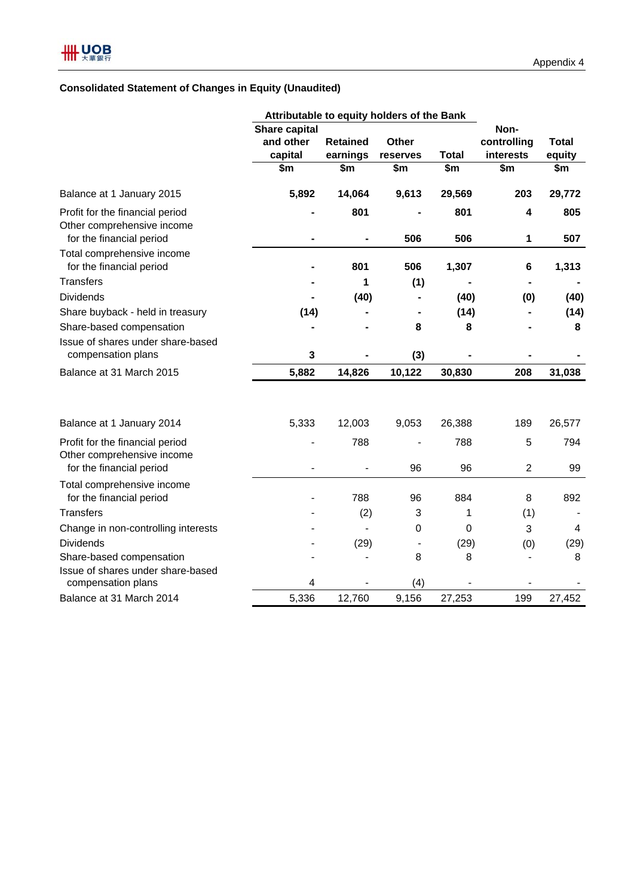Appendix 4

## Consolidated Statement of Changes in Equity (Unaudited)

| | Attributable to equity holders of the Bank | | | | | |
|---|---|---|---|---|---|---|
| | Share capital and other capital | Retained earnings | Other reserves | Total | Non-controlling interests | Total equity |
| | $m | $m | $m | $m | $m | $m |
| **Balance at 1 January 2015** | **5,892** | **14,064** | **9,613** | **29,569** | **203** | **29,772** |
| Profit for the financial period | **-** | **801** | **-** | **801** | **4** | **805** |
| Other comprehensive income for the financial period | **-** | **-** | **506** | **506** | **1** | **507** |
| Total comprehensive income for the financial period | **-** | **801** | **506** | **1,307** | **6** | **1,313** |
| Transfers | **-** | **1** | **(1)** | **-** | **-** | **-** |
| Dividends | **-** | **(40)** | **-** | **(40)** | **(0)** | **(40)** |
| Share buyback - held in treasury | **(14)** | **-** | **-** | **(14)** | **-** | **(14)** |
| Share-based compensation | **-** | **-** | **8** | **8** | **-** | **8** |
| Issue of shares under share-based compensation plans | **3** | **-** | **(3)** | **-** | **-** | **-** |
| **Balance at 31 March 2015** | **5,882** | **14,826** | **10,122** | **30,830** | **208** | **31,038** |
| | | | | | | |
| Balance at 1 January 2014 | 5,333 | 12,003 | 9,053 | 26,388 | 189 | 26,577 |
| Profit for the financial period | - | 788 | - | 788 | 5 | 794 |
| Other comprehensive income for the financial period | - | - | 96 | 96 | 2 | 99 |
| Total comprehensive income for the financial period | - | 788 | 96 | 884 | 8 | 892 |
| Transfers | - | (2) | 3 | 1 | (1) | - |
| Change in non-controlling interests | - | - | 0 | 0 | 3 | 4 |
| Dividends | - | (29) | - | (29) | (0) | (29) |
| Share-based compensation | - | - | 8 | 8 | - | 8 |
| Issue of shares under share-based compensation plans | 4 | - | (4) | - | - | - |
| Balance at 31 March 2014 | 5,336 | 12,760 | 9,156 | 27,253 | 199 | 27,452 |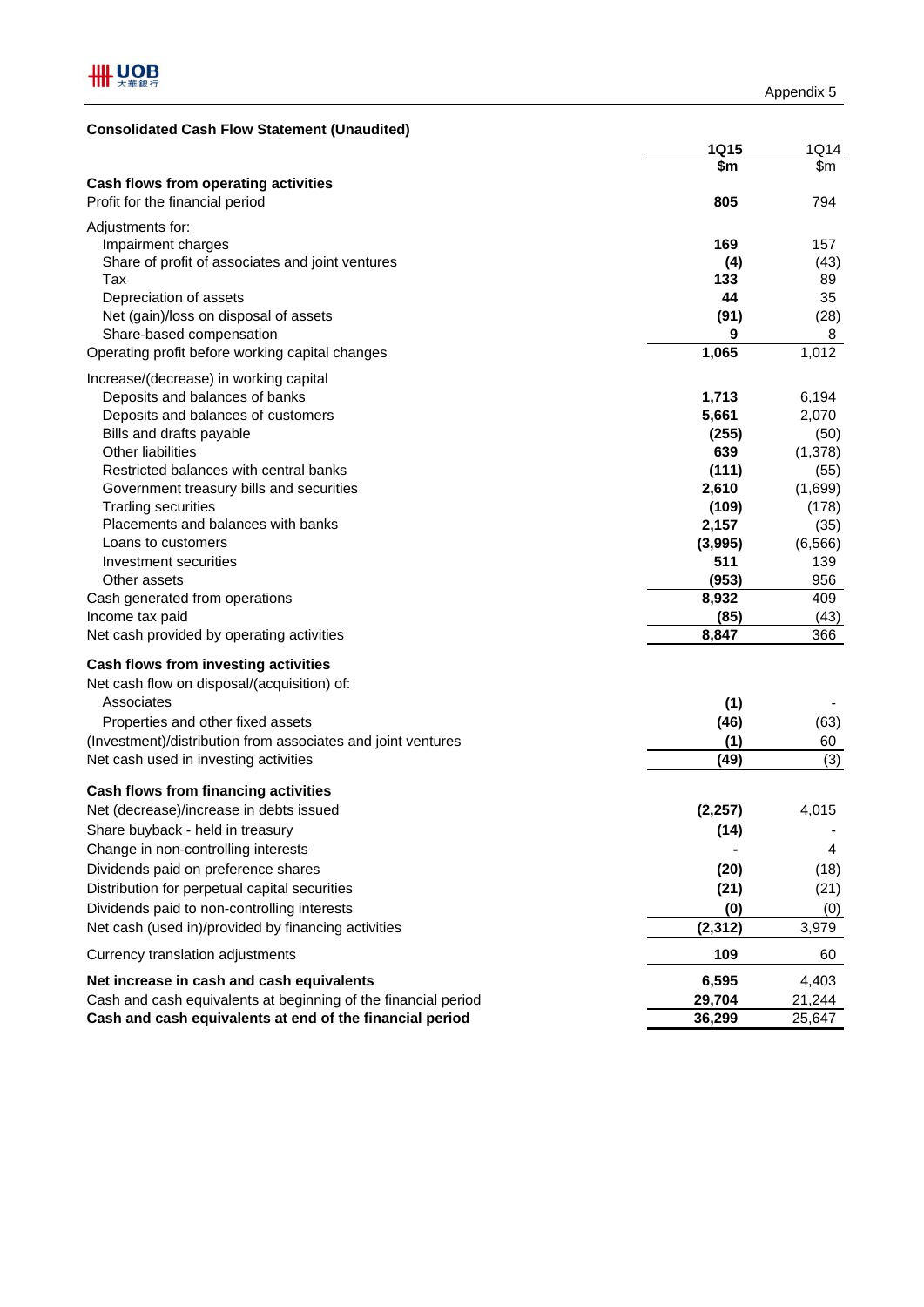Appendix 5

**Consolidated Cash Flow Statement (Unaudited)**

| | **1Q15** | 1Q14 |
|---|---|---|
| | **$m** | $m |
| **Cash flows from operating activities** | | |
| Profit for the financial period | **805** | 794 |
| Adjustments for: | | |
| Impairment charges | **169** | 157 |
| Share of profit of associates and joint ventures | **(4)** | (43) |
| Tax | **133** | 89 |
| Depreciation of assets | **44** | 35 |
| Net (gain)/loss on disposal of assets | **(91)** | (28) |
| Share-based compensation | **9** | 8 |
| Operating profit before working capital changes | **1,065** | 1,012 |
| Increase/(decrease) in working capital | | |
| Deposits and balances of banks | **1,713** | 6,194 |
| Deposits and balances of customers | **5,661** | 2,070 |
| Bills and drafts payable | **(255)** | (50) |
| Other liabilities | **639** | (1,378) |
| Restricted balances with central banks | **(111)** | (55) |
| Government treasury bills and securities | **2,610** | (1,699) |
| Trading securities | **(109)** | (178) |
| Placements and balances with banks | **2,157** | (35) |
| Loans to customers | **(3,995)** | (6,566) |
| Investment securities | **511** | 139 |
| Other assets | **(953)** | 956 |
| Cash generated from operations | **8,932** | 409 |
| Income tax paid | **(85)** | (43) |
| Net cash provided by operating activities | **8,847** | 366 |
| **Cash flows from investing activities** | | |
| Net cash flow on disposal/(acquisition) of: | | |
| Associates | **(1)** | - |
| Properties and other fixed assets | **(46)** | (63) |
| (Investment)/distribution from associates and joint ventures | **(1)** | 60 |
| Net cash used in investing activities | **(49)** | (3) |
| **Cash flows from financing activities** | | |
| Net (decrease)/increase in debts issued | **(2,257)** | 4,015 |
| Share buyback - held in treasury | **(14)** | - |
| Change in non-controlling interests | **-** | 4 |
| Dividends paid on preference shares | **(20)** | (18) |
| Distribution for perpetual capital securities | **(21)** | (21) |
| Dividends paid to non-controlling interests | **(0)** | (0) |
| Net cash (used in)/provided by financing activities | **(2,312)** | 3,979 |
| Currency translation adjustments | **109** | 60 |
| **Net increase in cash and cash equivalents** | **6,595** | 4,403 |
| Cash and cash equivalents at beginning of the financial period | **29,704** | 21,244 |
| **Cash and cash equivalents at end of the financial period** | **36,299** | 25,647 |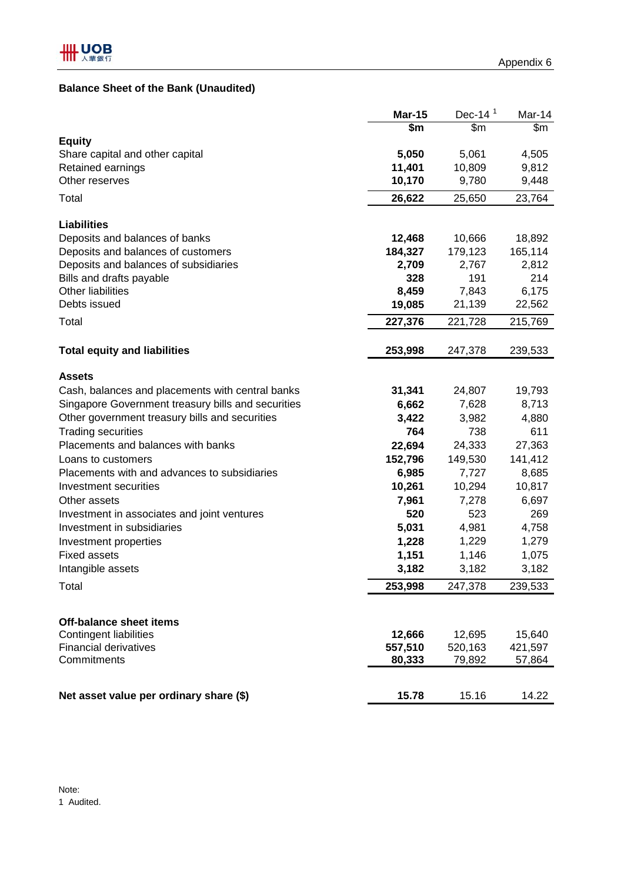Appendix 6

## Balance Sheet of the Bank (Unaudited)

| | Mar-15 | Dec-14 [1] | Mar-14 |
|---|---|---|---|
| | **$m** | $m | $m |
| **Equity** | | | |
| Share capital and other capital | **5,050** | 5,061 | 4,505 |
| Retained earnings | **11,401** | 10,809 | 9,812 |
| Other reserves | **10,170** | 9,780 | 9,448 |
| Total | **26,622** | 25,650 | 23,764 |
| | | | |
| **Liabilities** | | | |
| Deposits and balances of banks | **12,468** | 10,666 | 18,892 |
| Deposits and balances of customers | **184,327** | 179,123 | 165,114 |
| Deposits and balances of subsidiaries | **2,709** | 2,767 | 2,812 |
| Bills and drafts payable | **328** | 191 | 214 |
| Other liabilities | **8,459** | 7,843 | 6,175 |
| Debts issued | **19,085** | 21,139 | 22,562 |
| Total | **227,376** | 221,728 | 215,769 |
| | | | |
| **Total equity and liabilities** | **253,998** | 247,378 | 239,533 |
| | | | |
| **Assets** | | | |
| Cash, balances and placements with central banks | **31,341** | 24,807 | 19,793 |
| Singapore Government treasury bills and securities | **6,662** | 7,628 | 8,713 |
| Other government treasury bills and securities | **3,422** | 3,982 | 4,880 |
| Trading securities | **764** | 738 | 611 |
| Placements and balances with banks | **22,694** | 24,333 | 27,363 |
| Loans to customers | **152,796** | 149,530 | 141,412 |
| Placements with and advances to subsidiaries | **6,985** | 7,727 | 8,685 |
| Investment securities | **10,261** | 10,294 | 10,817 |
| Other assets | **7,961** | 7,278 | 6,697 |
| Investment in associates and joint ventures | **520** | 523 | 269 |
| Investment in subsidiaries | **5,031** | 4,981 | 4,758 |
| Investment properties | **1,228** | 1,229 | 1,279 |
| Fixed assets | **1,151** | 1,146 | 1,075 |
| Intangible assets | **3,182** | 3,182 | 3,182 |
| Total | **253,998** | 247,378 | 239,533 |
| | | | |
| **Off-balance sheet items** | | | |
| Contingent liabilities | **12,666** | 12,695 | 15,640 |
| Financial derivatives | **557,510** | 520,163 | 421,597 |
| Commitments | **80,333** | 79,892 | 57,864 |
| | | | |
| **Net asset value per ordinary share ($)** | **15.78** | 15.16 | 14.22 |

Note:
1 Audited.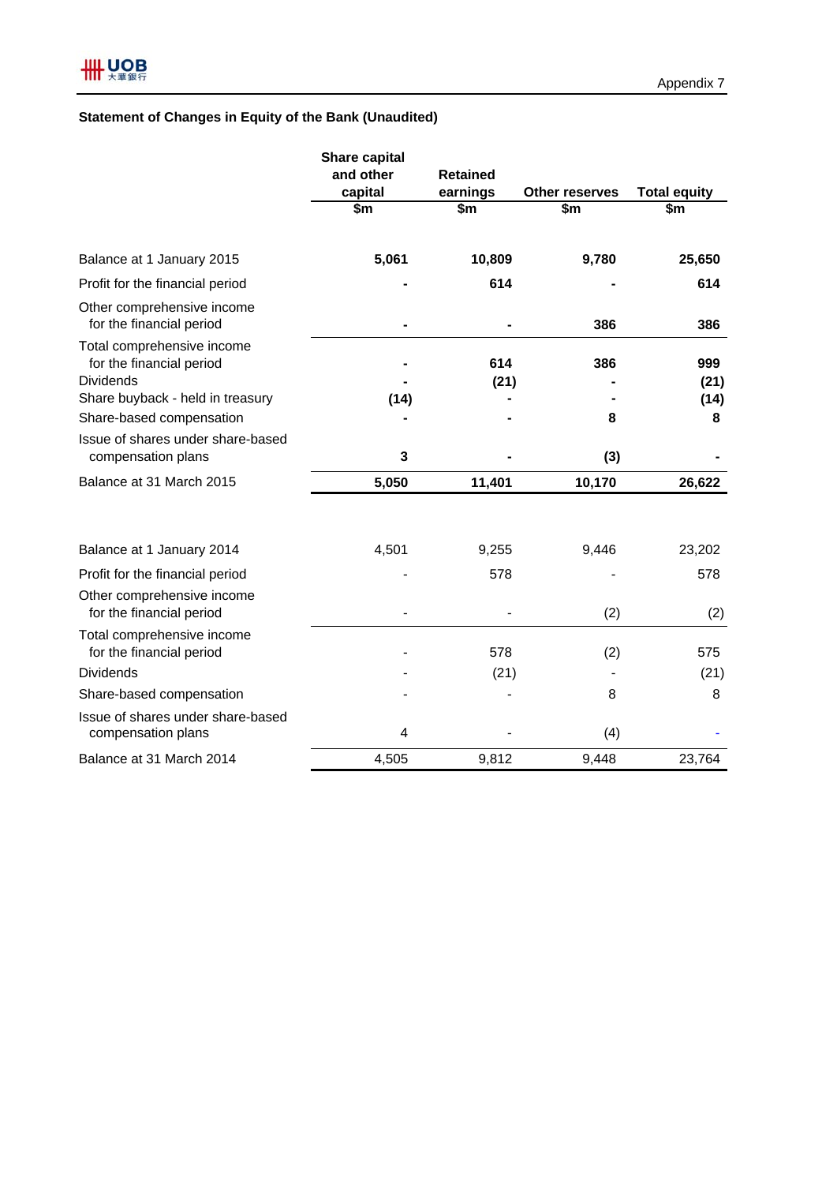Appendix 7

**Statement of Changes in Equity of the Bank (Unaudited)**

| | Share capital and other capital | Retained earnings | Other reserves | Total equity |
|---|---|---|---|---|
| | $m | $m | $m | $m |
| **Balance at 1 January 2015** | **5,061** | **10,809** | **9,780** | **25,650** |
| Profit for the financial period | **-** | **614** | **-** | **614** |
| Other comprehensive income for the financial period | **-** | **-** | **386** | **386** |
| Total comprehensive income for the financial period | **-** | **614** | **386** | **999** |
| Dividends | **-** | **(21)** | **-** | **(21)** |
| Share buyback - held in treasury | **(14)** | **-** | **-** | **(14)** |
| Share-based compensation | **-** | **-** | **8** | **8** |
| Issue of shares under share-based compensation plans | **3** | **-** | **(3)** | **-** |
| Balance at 31 March 2015 | **5,050** | **11,401** | **10,170** | **26,622** |
| | | | | |
| Balance at 1 January 2014 | 4,501 | 9,255 | 9,446 | 23,202 |
| Profit for the financial period | - | 578 | - | 578 |
| Other comprehensive income for the financial period | - | - | (2) | (2) |
| Total comprehensive income for the financial period | - | 578 | (2) | 575 |
| Dividends | - | (21) | - | (21) |
| Share-based compensation | - | - | 8 | 8 |
| Issue of shares under share-based compensation plans | 4 | - | (4) | - |
| Balance at 31 March 2014 | 4,505 | 9,812 | 9,448 | 23,764 |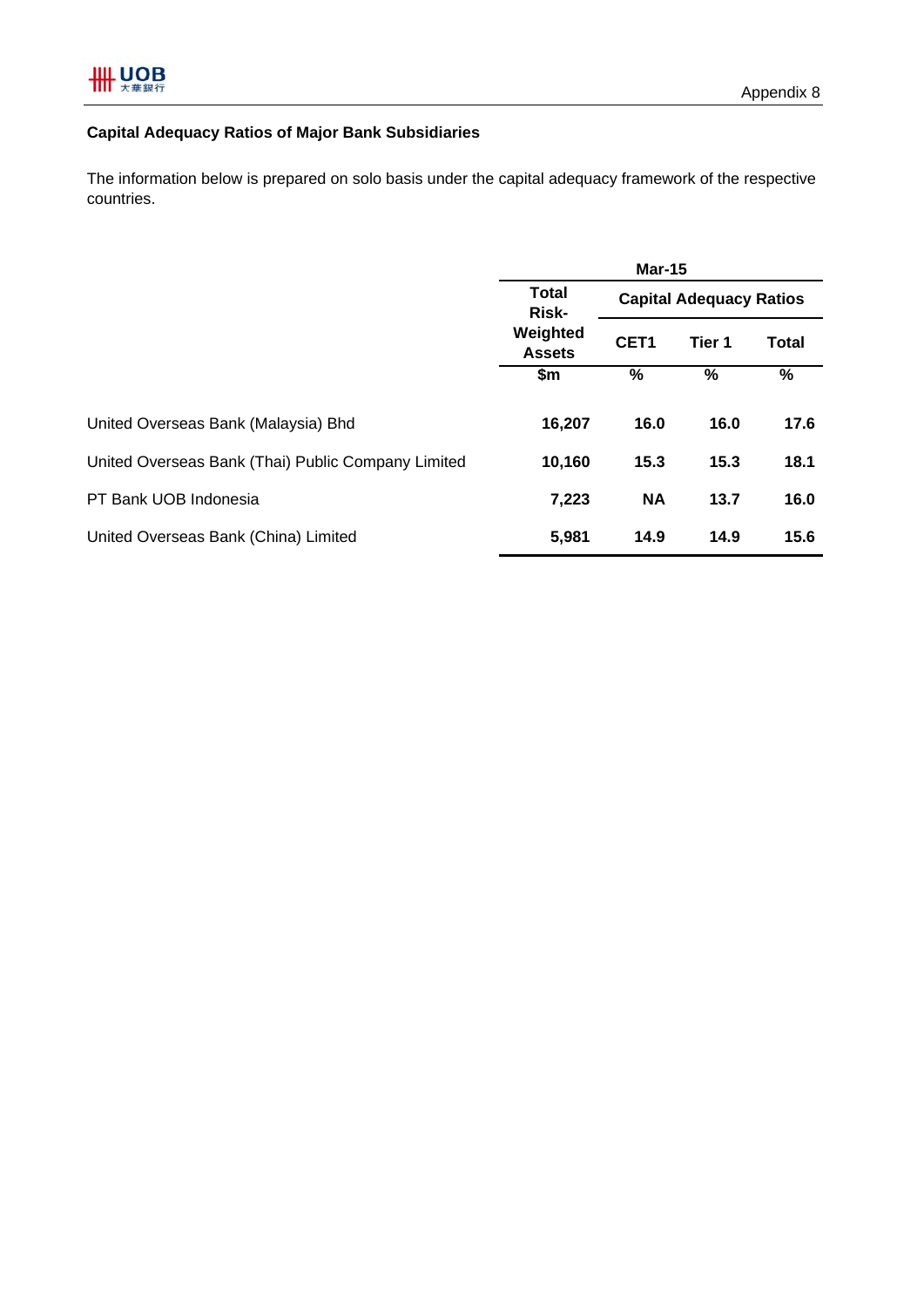Appendix 8

## Capital Adequacy Ratios of Major Bank Subsidiaries

The information below is prepared on solo basis under the capital adequacy framework of the respective countries.

| | Mar-15 | | | |
|---|---|---|---|---|
| | Total Risk-Weighted Assets | Capital Adequacy Ratios | | |
| | | CET1 | Tier 1 | Total |
| | $m | % | % | % |
| United Overseas Bank (Malaysia) Bhd | **16,207** | **16.0** | **16.0** | **17.6** |
| United Overseas Bank (Thai) Public Company Limited | **10,160** | **15.3** | **15.3** | **18.1** |
| PT Bank UOB Indonesia | **7,223** | **NA** | **13.7** | **16.0** |
| United Overseas Bank (China) Limited | **5,981** | **14.9** | **14.9** | **15.6** |